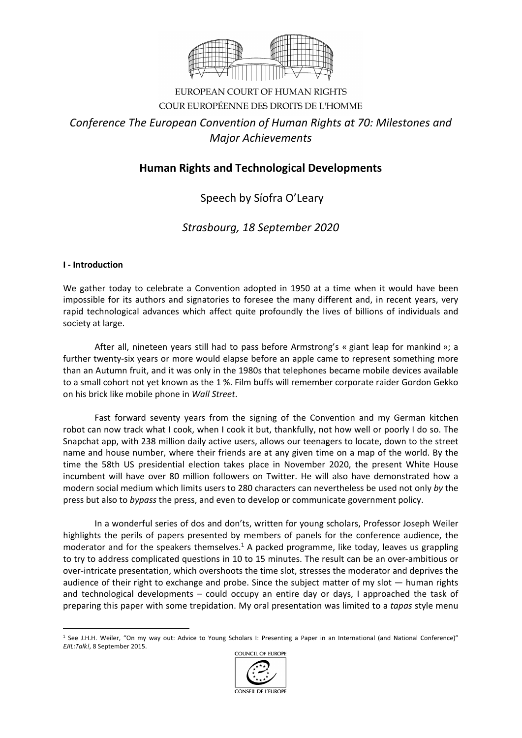EUROPEAN COURT OF HUMAN RIGHTS
COUR EUROPÉENNE DES DROITS DE L'HOMME

*Conference The European Convention of Human Rights at 70: Milestones and Major Achievements*

# Human Rights and Technological Developments

Speech by Síofra O'Leary

*Strasbourg, 18 September 2020*

## I - Introduction

We gather today to celebrate a Convention adopted in 1950 at a time when it would have been impossible for its authors and signatories to foresee the many different and, in recent years, very rapid technological advances which affect quite profoundly the lives of billions of individuals and society at large.

After all, nineteen years still had to pass before Armstrong's « giant leap for mankind »; a further twenty-six years or more would elapse before an apple came to represent something more than an Autumn fruit, and it was only in the 1980s that telephones became mobile devices available to a small cohort not yet known as the 1 %. Film buffs will remember corporate raider Gordon Gekko on his brick like mobile phone in *Wall Street*.

Fast forward seventy years from the signing of the Convention and my German kitchen robot can now track what I cook, when I cook it but, thankfully, not how well or poorly I do so. The Snapchat app, with 238 million daily active users, allows our teenagers to locate, down to the street name and house number, where their friends are at any given time on a map of the world. By the time the 58th US presidential election takes place in November 2020, the present White House incumbent will have over 80 million followers on Twitter. He will also have demonstrated how a modern social medium which limits users to 280 characters can nevertheless be used not only *by* the press but also to *bypass* the press, and even to develop or communicate government policy.

In a wonderful series of dos and don'ts, written for young scholars, Professor Joseph Weiler highlights the perils of papers presented by members of panels for the conference audience, the moderator and for the speakers themselves.[1] A packed programme, like today, leaves us grappling to try to address complicated questions in 10 to 15 minutes. The result can be an over-ambitious or over-intricate presentation, which overshoots the time slot, stresses the moderator and deprives the audience of their right to exchange and probe. Since the subject matter of my slot — human rights and technological developments – could occupy an entire day or days, I approached the task of preparing this paper with some trepidation. My oral presentation was limited to a *tapas* style menu

[1] See J.H.H. Weiler, "On my way out: Advice to Young Scholars I: Presenting a Paper in an International (and National Conference)" *EJIL:Talk!*, 8 September 2015.

COUNCIL OF EUROPE
CONSEIL DE L'EUROPE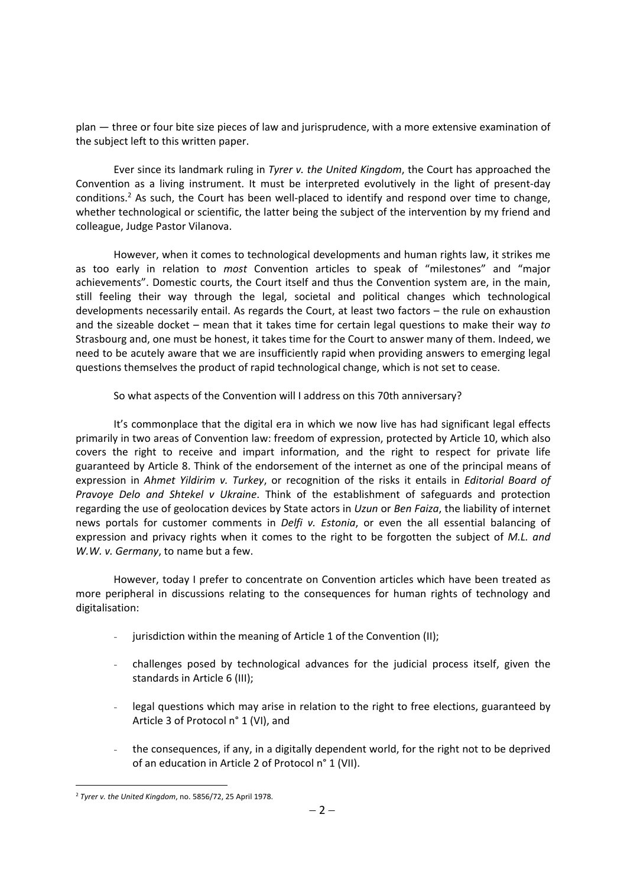plan — three or four bite size pieces of law and jurisprudence, with a more extensive examination of the subject left to this written paper.

Ever since its landmark ruling in *Tyrer v. the United Kingdom*, the Court has approached the Convention as a living instrument. It must be interpreted evolutively in the light of present-day conditions.[2] As such, the Court has been well-placed to identify and respond over time to change, whether technological or scientific, the latter being the subject of the intervention by my friend and colleague, Judge Pastor Vilanova.

However, when it comes to technological developments and human rights law, it strikes me as too early in relation to *most* Convention articles to speak of "milestones" and "major achievements". Domestic courts, the Court itself and thus the Convention system are, in the main, still feeling their way through the legal, societal and political changes which technological developments necessarily entail. As regards the Court, at least two factors – the rule on exhaustion and the sizeable docket – mean that it takes time for certain legal questions to make their way *to* Strasbourg and, one must be honest, it takes time for the Court to answer many of them. Indeed, we need to be acutely aware that we are insufficiently rapid when providing answers to emerging legal questions themselves the product of rapid technological change, which is not set to cease.

So what aspects of the Convention will I address on this 70th anniversary?

It's commonplace that the digital era in which we now live has had significant legal effects primarily in two areas of Convention law: freedom of expression, protected by Article 10, which also covers the right to receive and impart information, and the right to respect for private life guaranteed by Article 8. Think of the endorsement of the internet as one of the principal means of expression in *Ahmet Yildirim v. Turkey*, or recognition of the risks it entails in *Editorial Board of Pravoye Delo and Shtekel v Ukraine*. Think of the establishment of safeguards and protection regarding the use of geolocation devices by State actors in *Uzun* or *Ben Faiza*, the liability of internet news portals for customer comments in *Delfi v. Estonia*, or even the all essential balancing of expression and privacy rights when it comes to the right to be forgotten the subject of *M.L. and W.W. v. Germany*, to name but a few.

However, today I prefer to concentrate on Convention articles which have been treated as more peripheral in discussions relating to the consequences for human rights of technology and digitalisation:

- jurisdiction within the meaning of Article 1 of the Convention (II);
- challenges posed by technological advances for the judicial process itself, given the standards in Article 6 (III);
- legal questions which may arise in relation to the right to free elections, guaranteed by Article 3 of Protocol n° 1 (VI), and
- the consequences, if any, in a digitally dependent world, for the right not to be deprived of an education in Article 2 of Protocol n° 1 (VII).

[2] *Tyrer v. the United Kingdom*, no. 5856/72, 25 April 1978.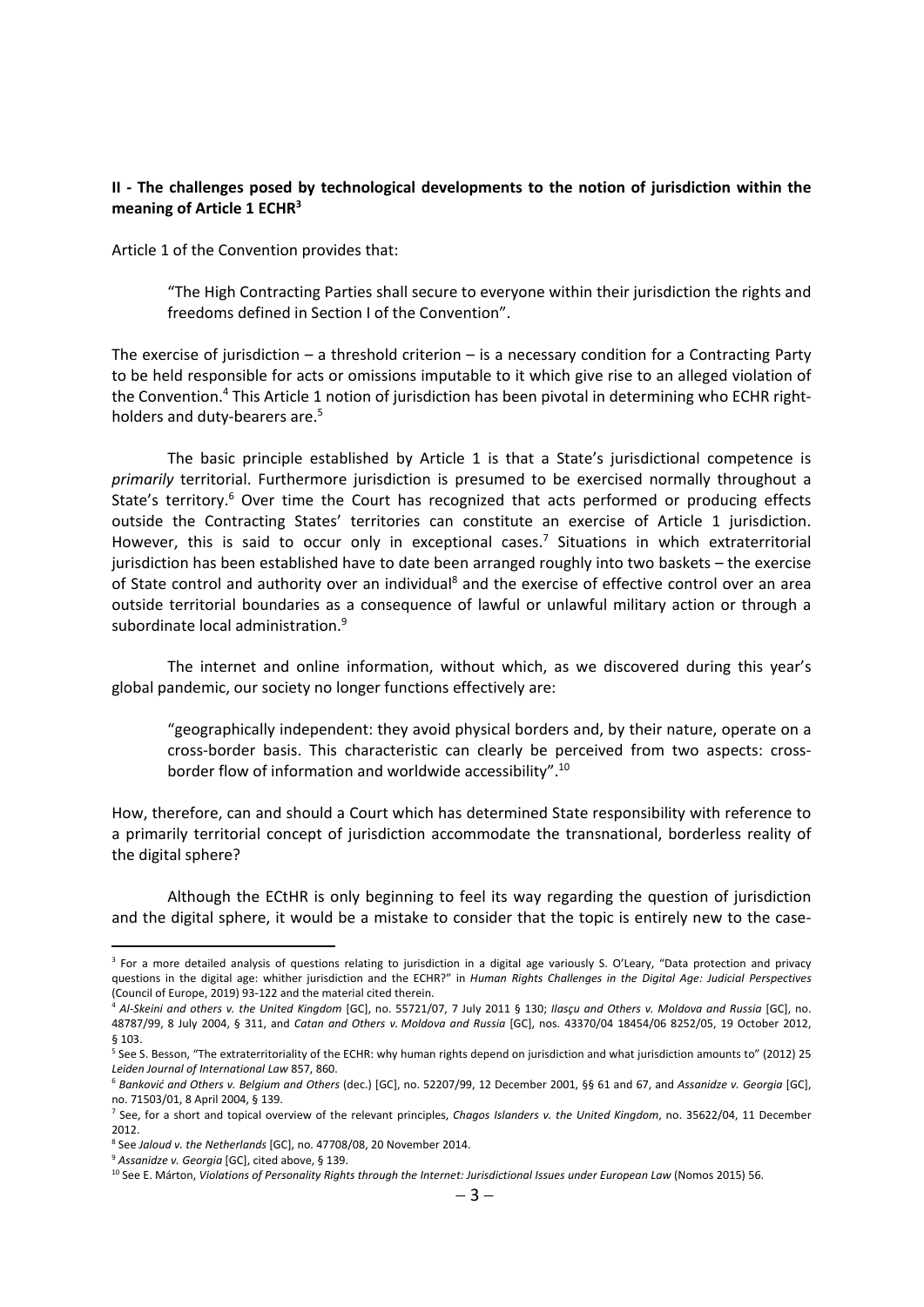**II - The challenges posed by technological developments to the notion of jurisdiction within the meaning of Article 1 ECHR**[3]

Article 1 of the Convention provides that:

> "The High Contracting Parties shall secure to everyone within their jurisdiction the rights and freedoms defined in Section I of the Convention".

The exercise of jurisdiction – a threshold criterion – is a necessary condition for a Contracting Party to be held responsible for acts or omissions imputable to it which give rise to an alleged violation of the Convention.[4] This Article 1 notion of jurisdiction has been pivotal in determining who ECHR right-holders and duty-bearers are.[5]

The basic principle established by Article 1 is that a State's jurisdictional competence is *primarily* territorial. Furthermore jurisdiction is presumed to be exercised normally throughout a State's territory.[6] Over time the Court has recognized that acts performed or producing effects outside the Contracting States' territories can constitute an exercise of Article 1 jurisdiction. However, this is said to occur only in exceptional cases.[7] Situations in which extraterritorial jurisdiction has been established have to date been arranged roughly into two baskets – the exercise of State control and authority over an individual[8] and the exercise of effective control over an area outside territorial boundaries as a consequence of lawful or unlawful military action or through a subordinate local administration.[9]

The internet and online information, without which, as we discovered during this year's global pandemic, our society no longer functions effectively are:

> "geographically independent: they avoid physical borders and, by their nature, operate on a cross-border basis. This characteristic can clearly be perceived from two aspects: cross-border flow of information and worldwide accessibility".[10]

How, therefore, can and should a Court which has determined State responsibility with reference to a primarily territorial concept of jurisdiction accommodate the transnational, borderless reality of the digital sphere?

Although the ECtHR is only beginning to feel its way regarding the question of jurisdiction and the digital sphere, it would be a mistake to consider that the topic is entirely new to the case-

---

[3] For a more detailed analysis of questions relating to jurisdiction in a digital age variously S. O'Leary, "Data protection and privacy questions in the digital age: whither jurisdiction and the ECHR?" in *Human Rights Challenges in the Digital Age: Judicial Perspectives* (Council of Europe, 2019) 93-122 and the material cited therein.

[4] *Al-Skeini and others v. the United Kingdom* [GC], no. 55721/07, 7 July 2011 § 130; *Ilaşcu and Others v. Moldova and Russia* [GC], no. 48787/99, 8 July 2004, § 311, and *Catan and Others v. Moldova and Russia* [GC], nos. 43370/04 18454/06 8252/05, 19 October 2012, § 103.

[5] See S. Besson, "The extraterritoriality of the ECHR: why human rights depend on jurisdiction and what jurisdiction amounts to" (2012) 25 *Leiden Journal of International Law* 857, 860.

[6] *Banković and Others v. Belgium and Others* (dec.) [GC], no. 52207/99, 12 December 2001, §§ 61 and 67, and *Assanidze v. Georgia* [GC], no. 71503/01, 8 April 2004, § 139.

[7] See, for a short and topical overview of the relevant principles, *Chagos Islanders v. the United Kingdom*, no. 35622/04, 11 December 2012.

[8] See *Jaloud v. the Netherlands* [GC], no. 47708/08, 20 November 2014.

[9] *Assanidze v. Georgia* [GC], cited above, § 139.

[10] See E. Márton, *Violations of Personality Rights through the Internet: Jurisdictional Issues under European Law* (Nomos 2015) 56.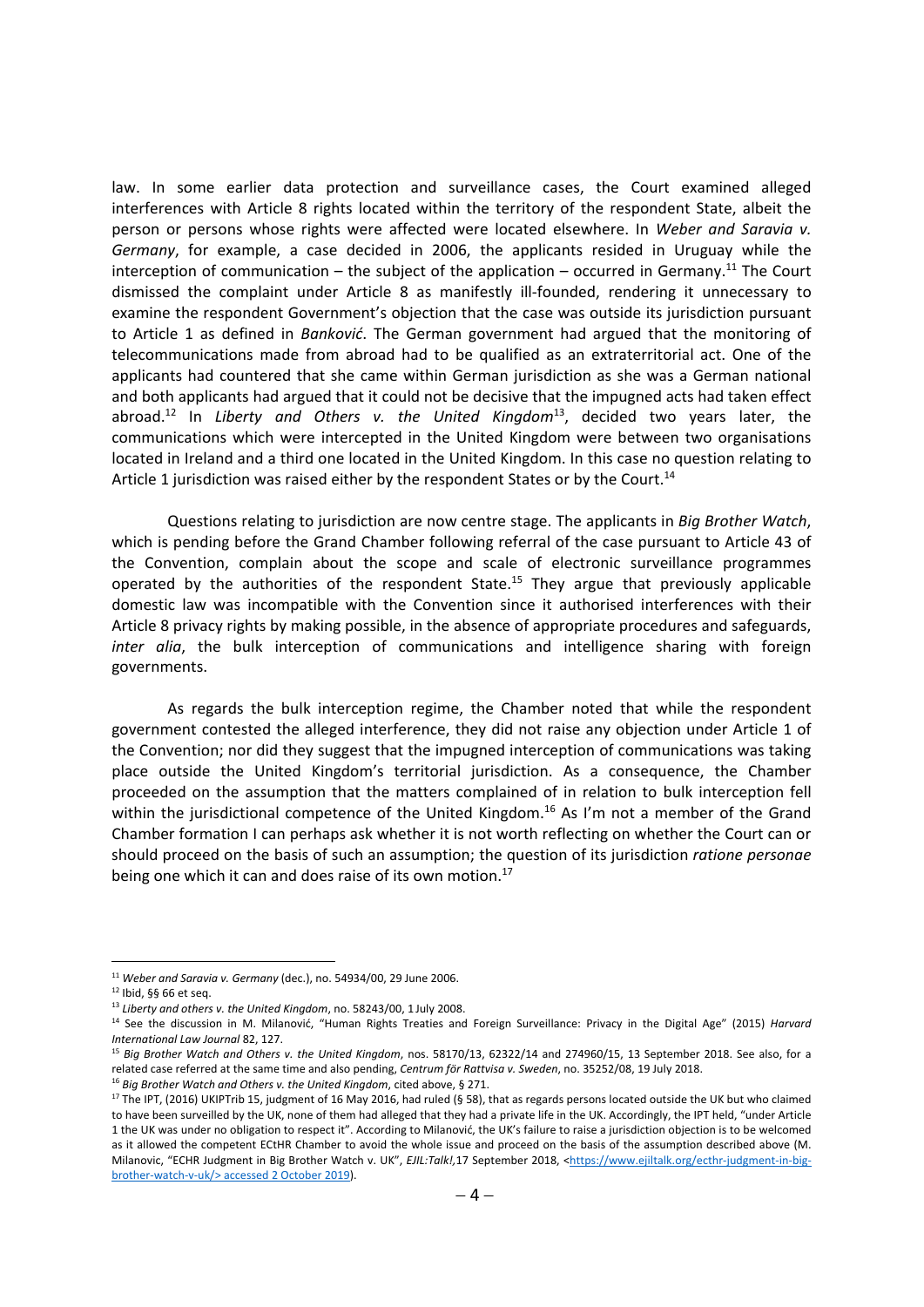law. In some earlier data protection and surveillance cases, the Court examined alleged interferences with Article 8 rights located within the territory of the respondent State, albeit the person or persons whose rights were affected were located elsewhere. In *Weber and Saravia v. Germany*, for example, a case decided in 2006, the applicants resided in Uruguay while the interception of communication – the subject of the application – occurred in Germany.[11] The Court dismissed the complaint under Article 8 as manifestly ill-founded, rendering it unnecessary to examine the respondent Government's objection that the case was outside its jurisdiction pursuant to Article 1 as defined in *Banković*. The German government had argued that the monitoring of telecommunications made from abroad had to be qualified as an extraterritorial act. One of the applicants had countered that she came within German jurisdiction as she was a German national and both applicants had argued that it could not be decisive that the impugned acts had taken effect abroad.[12] In *Liberty and Others v. the United Kingdom*[13], decided two years later, the communications which were intercepted in the United Kingdom were between two organisations located in Ireland and a third one located in the United Kingdom. In this case no question relating to Article 1 jurisdiction was raised either by the respondent States or by the Court.[14]

Questions relating to jurisdiction are now centre stage. The applicants in *Big Brother Watch*, which is pending before the Grand Chamber following referral of the case pursuant to Article 43 of the Convention, complain about the scope and scale of electronic surveillance programmes operated by the authorities of the respondent State.[15] They argue that previously applicable domestic law was incompatible with the Convention since it authorised interferences with their Article 8 privacy rights by making possible, in the absence of appropriate procedures and safeguards, *inter alia*, the bulk interception of communications and intelligence sharing with foreign governments.

As regards the bulk interception regime, the Chamber noted that while the respondent government contested the alleged interference, they did not raise any objection under Article 1 of the Convention; nor did they suggest that the impugned interception of communications was taking place outside the United Kingdom's territorial jurisdiction. As a consequence, the Chamber proceeded on the assumption that the matters complained of in relation to bulk interception fell within the jurisdictional competence of the United Kingdom.[16] As I'm not a member of the Grand Chamber formation I can perhaps ask whether it is not worth reflecting on whether the Court can or should proceed on the basis of such an assumption; the question of its jurisdiction *ratione personae* being one which it can and does raise of its own motion.[17]

---

[11] *Weber and Saravia v. Germany* (dec.), no. 54934/00, 29 June 2006.

[12] Ibid, §§ 66 et seq.

[13] *Liberty and others v. the United Kingdom*, no. 58243/00, 1 July 2008.

[14] See the discussion in M. Milanović, "Human Rights Treaties and Foreign Surveillance: Privacy in the Digital Age" (2015) *Harvard International Law Journal* 82, 127.

[15] *Big Brother Watch and Others v. the United Kingdom*, nos. 58170/13, 62322/14 and 274960/15, 13 September 2018. See also, for a related case referred at the same time and also pending, *Centrum för Rattvisa v. Sweden*, no. 35252/08, 19 July 2018.

[16] *Big Brother Watch and Others v. the United Kingdom*, cited above, § 271.

[17] The IPT, (2016) UKIPTrib 15, judgment of 16 May 2016, had ruled (§ 58), that as regards persons located outside the UK but who claimed to have been surveilled by the UK, none of them had alleged that they had a private life in the UK. Accordingly, the IPT held, "under Article 1 the UK was under no obligation to respect it". According to Milanović, the UK's failure to raise a jurisdiction objection is to be welcomed as it allowed the competent ECtHR Chamber to avoid the whole issue and proceed on the basis of the assumption described above (M. Milanovic, "ECHR Judgment in Big Brother Watch v. UK", *EJIL:Talk!*,17 September 2018, <https://www.ejiltalk.org/ecthr-judgment-in-big-brother-watch-v-uk/> accessed 2 October 2019).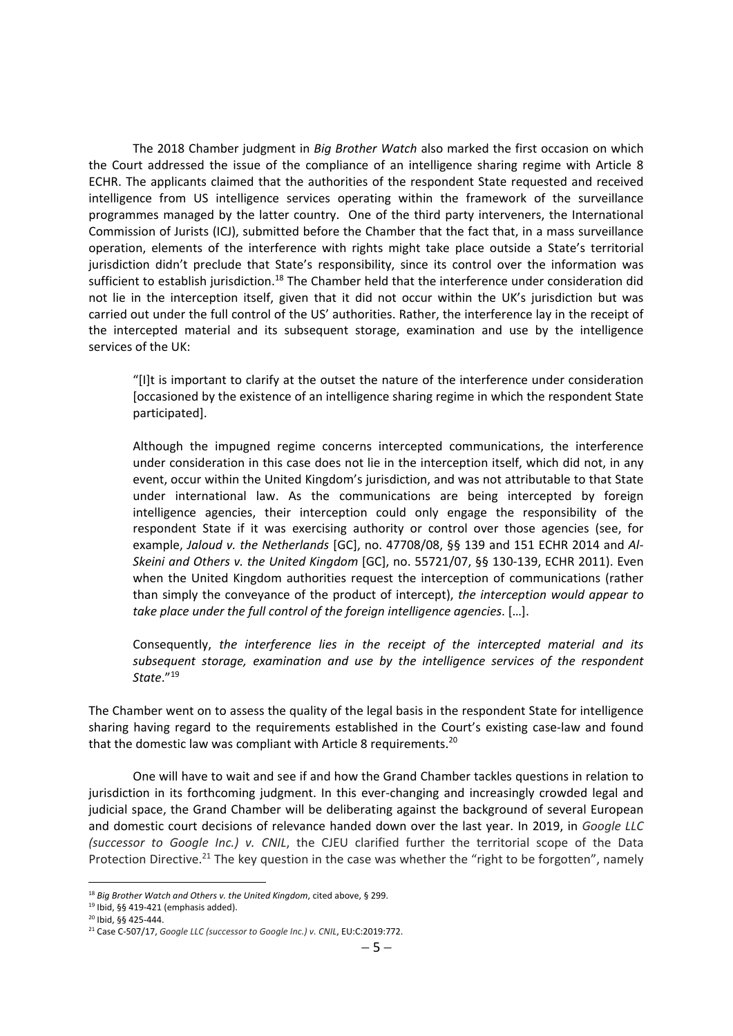The 2018 Chamber judgment in *Big Brother Watch* also marked the first occasion on which the Court addressed the issue of the compliance of an intelligence sharing regime with Article 8 ECHR. The applicants claimed that the authorities of the respondent State requested and received intelligence from US intelligence services operating within the framework of the surveillance programmes managed by the latter country. One of the third party interveners, the International Commission of Jurists (ICJ), submitted before the Chamber that the fact that, in a mass surveillance operation, elements of the interference with rights might take place outside a State's territorial jurisdiction didn't preclude that State's responsibility, since its control over the information was sufficient to establish jurisdiction.[18] The Chamber held that the interference under consideration did not lie in the interception itself, given that it did not occur within the UK's jurisdiction but was carried out under the full control of the US' authorities. Rather, the interference lay in the receipt of the intercepted material and its subsequent storage, examination and use by the intelligence services of the UK:

> "[I]t is important to clarify at the outset the nature of the interference under consideration [occasioned by the existence of an intelligence sharing regime in which the respondent State participated].
>
> Although the impugned regime concerns intercepted communications, the interference under consideration in this case does not lie in the interception itself, which did not, in any event, occur within the United Kingdom's jurisdiction, and was not attributable to that State under international law. As the communications are being intercepted by foreign intelligence agencies, their interception could only engage the responsibility of the respondent State if it was exercising authority or control over those agencies (see, for example, *Jaloud v. the Netherlands* [GC], no. 47708/08, §§ 139 and 151 ECHR 2014 and *Al-Skeini and Others v. the United Kingdom* [GC], no. 55721/07, §§ 130-139, ECHR 2011). Even when the United Kingdom authorities request the interception of communications (rather than simply the conveyance of the product of intercept), *the interception would appear to take place under the full control of the foreign intelligence agencies*. […].
>
> Consequently, *the interference lies in the receipt of the intercepted material and its subsequent storage, examination and use by the intelligence services of the respondent State*."[19]

The Chamber went on to assess the quality of the legal basis in the respondent State for intelligence sharing having regard to the requirements established in the Court's existing case-law and found that the domestic law was compliant with Article 8 requirements.[20]

One will have to wait and see if and how the Grand Chamber tackles questions in relation to jurisdiction in its forthcoming judgment. In this ever-changing and increasingly crowded legal and judicial space, the Grand Chamber will be deliberating against the background of several European and domestic court decisions of relevance handed down over the last year. In 2019, in *Google LLC (successor to Google Inc.) v. CNIL*, the CJEU clarified further the territorial scope of the Data Protection Directive.[21] The key question in the case was whether the "right to be forgotten", namely

---

[18] *Big Brother Watch and Others v. the United Kingdom*, cited above, § 299.

[19] Ibid, §§ 419-421 (emphasis added).

[20] Ibid, §§ 425-444.

[21] Case C-507/17, *Google LLC (successor to Google Inc.) v. CNIL*, EU:C:2019:772.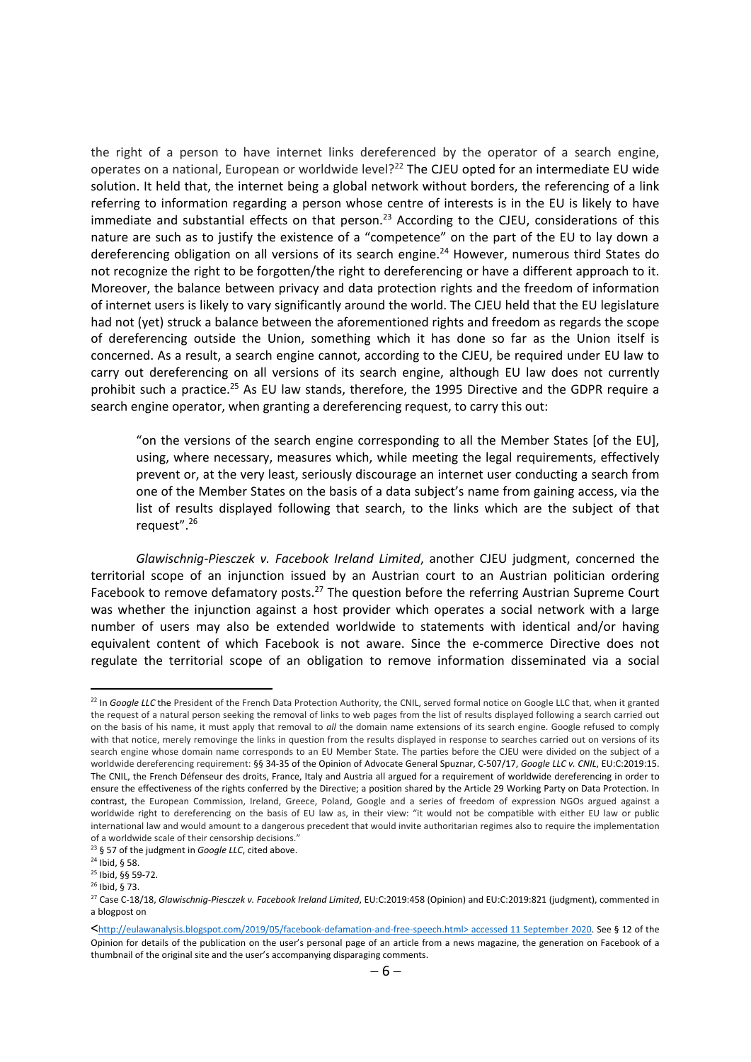the right of a person to have internet links dereferenced by the operator of a search engine, operates on a national, European or worldwide level?[22] The CJEU opted for an intermediate EU wide solution. It held that, the internet being a global network without borders, the referencing of a link referring to information regarding a person whose centre of interests is in the EU is likely to have immediate and substantial effects on that person.[23] According to the CJEU, considerations of this nature are such as to justify the existence of a "competence" on the part of the EU to lay down a dereferencing obligation on all versions of its search engine.[24] However, numerous third States do not recognize the right to be forgotten/the right to dereferencing or have a different approach to it. Moreover, the balance between privacy and data protection rights and the freedom of information of internet users is likely to vary significantly around the world. The CJEU held that the EU legislature had not (yet) struck a balance between the aforementioned rights and freedom as regards the scope of dereferencing outside the Union, something which it has done so far as the Union itself is concerned. As a result, a search engine cannot, according to the CJEU, be required under EU law to carry out dereferencing on all versions of its search engine, although EU law does not currently prohibit such a practice.[25] As EU law stands, therefore, the 1995 Directive and the GDPR require a search engine operator, when granting a dereferencing request, to carry this out:

> "on the versions of the search engine corresponding to all the Member States [of the EU], using, where necessary, measures which, while meeting the legal requirements, effectively prevent or, at the very least, seriously discourage an internet user conducting a search from one of the Member States on the basis of a data subject's name from gaining access, via the list of results displayed following that search, to the links which are the subject of that request".[26]

*Glawischnig-Piesczek v. Facebook Ireland Limited*, another CJEU judgment, concerned the territorial scope of an injunction issued by an Austrian court to an Austrian politician ordering Facebook to remove defamatory posts.[27] The question before the referring Austrian Supreme Court was whether the injunction against a host provider which operates a social network with a large number of users may also be extended worldwide to statements with identical and/or having equivalent content of which Facebook is not aware. Since the e-commerce Directive does not regulate the territorial scope of an obligation to remove information disseminated via a social

---

[22] In *Google LLC* the President of the French Data Protection Authority, the CNIL, served formal notice on Google LLC that, when it granted the request of a natural person seeking the removal of links to web pages from the list of results displayed following a search carried out on the basis of his name, it must apply that removal to *all* the domain name extensions of its search engine. Google refused to comply with that notice, merely removinge the links in question from the results displayed in response to searches carried out on versions of its search engine whose domain name corresponds to an EU Member State. The parties before the CJEU were divided on the subject of a worldwide dereferencing requirement: §§ 34-35 of the Opinion of Advocate General Spuznar, C-507/17, *Google LLC v. CNIL*, EU:C:2019:15. The CNIL, the French Défenseur des droits, France, Italy and Austria all argued for a requirement of worldwide dereferencing in order to ensure the effectiveness of the rights conferred by the Directive; a position shared by the Article 29 Working Party on Data Protection. In contrast, the European Commission, Ireland, Greece, Poland, Google and a series of freedom of expression NGOs argued against a worldwide right to dereferencing on the basis of EU law as, in their view: "it would not be compatible with either EU law or public international law and would amount to a dangerous precedent that would invite authoritarian regimes also to require the implementation of a worldwide scale of their censorship decisions."

[23] § 57 of the judgment in *Google LLC*, cited above.

[24] Ibid, § 58.

[25] Ibid, §§ 59-72.

[26] Ibid, § 73.

[27] Case C-18/18, *Glawischnig-Piesczek v. Facebook Ireland Limited*, EU:C:2019:458 (Opinion) and EU:C:2019:821 (judgment), commented in a blogpost on <http://eulawanalysis.blogspot.com/2019/05/facebook-defamation-and-free-speech.html> accessed 11 September 2020. See § 12 of the Opinion for details of the publication on the user's personal page of an article from a news magazine, the generation on Facebook of a thumbnail of the original site and the user's accompanying disparaging comments.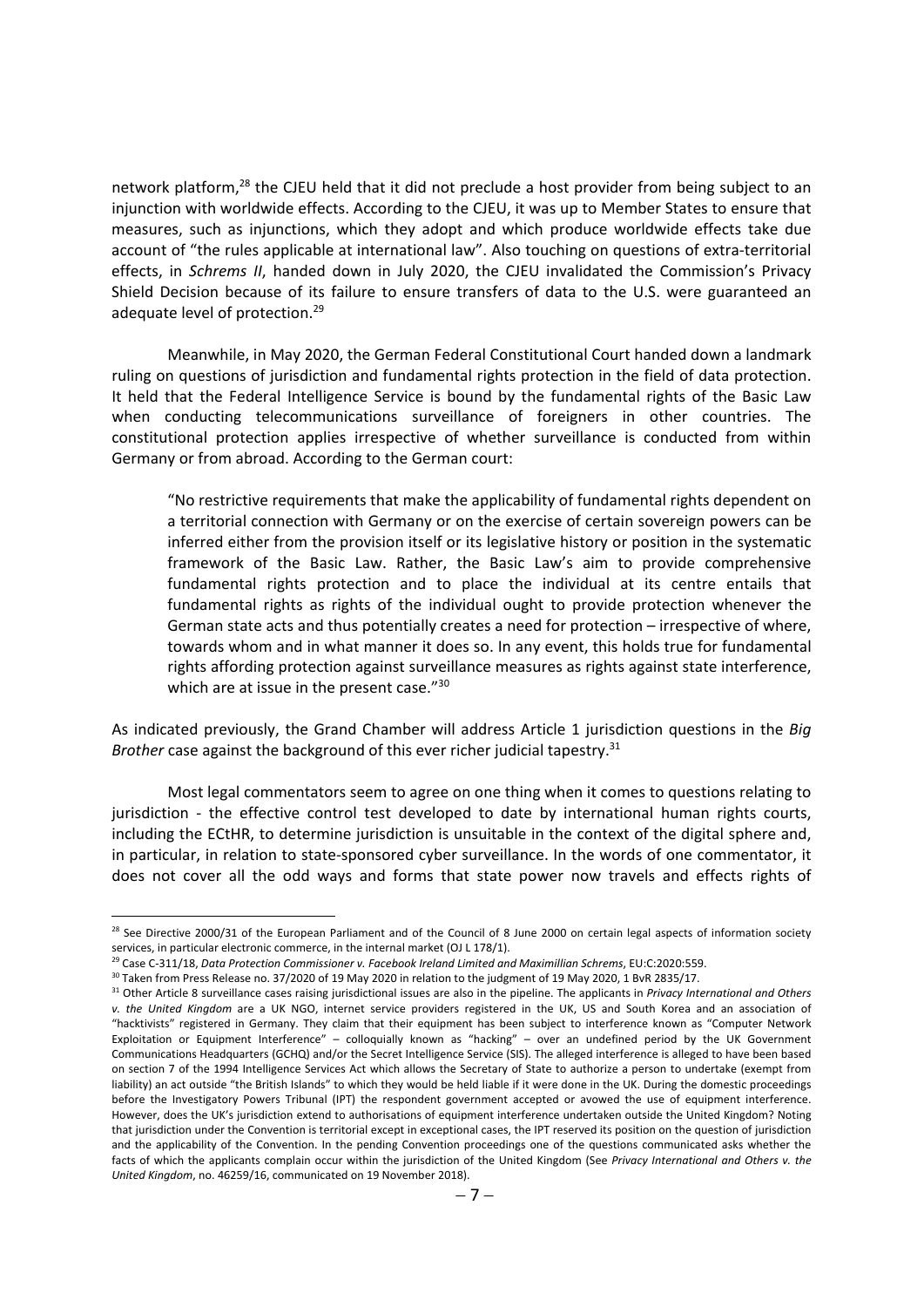network platform,[28] the CJEU held that it did not preclude a host provider from being subject to an injunction with worldwide effects. According to the CJEU, it was up to Member States to ensure that measures, such as injunctions, which they adopt and which produce worldwide effects take due account of "the rules applicable at international law". Also touching on questions of extra-territorial effects, in *Schrems II*, handed down in July 2020, the CJEU invalidated the Commission's Privacy Shield Decision because of its failure to ensure transfers of data to the U.S. were guaranteed an adequate level of protection.[29]

Meanwhile, in May 2020, the German Federal Constitutional Court handed down a landmark ruling on questions of jurisdiction and fundamental rights protection in the field of data protection. It held that the Federal Intelligence Service is bound by the fundamental rights of the Basic Law when conducting telecommunications surveillance of foreigners in other countries. The constitutional protection applies irrespective of whether surveillance is conducted from within Germany or from abroad. According to the German court:

> "No restrictive requirements that make the applicability of fundamental rights dependent on a territorial connection with Germany or on the exercise of certain sovereign powers can be inferred either from the provision itself or its legislative history or position in the systematic framework of the Basic Law. Rather, the Basic Law's aim to provide comprehensive fundamental rights protection and to place the individual at its centre entails that fundamental rights as rights of the individual ought to provide protection whenever the German state acts and thus potentially creates a need for protection – irrespective of where, towards whom and in what manner it does so. In any event, this holds true for fundamental rights affording protection against surveillance measures as rights against state interference, which are at issue in the present case."[30]

As indicated previously, the Grand Chamber will address Article 1 jurisdiction questions in the *Big Brother* case against the background of this ever richer judicial tapestry.[31]

Most legal commentators seem to agree on one thing when it comes to questions relating to jurisdiction - the effective control test developed to date by international human rights courts, including the ECtHR, to determine jurisdiction is unsuitable in the context of the digital sphere and, in particular, in relation to state-sponsored cyber surveillance. In the words of one commentator, it does not cover all the odd ways and forms that state power now travels and effects rights of

---

[28] See Directive 2000/31 of the European Parliament and of the Council of 8 June 2000 on certain legal aspects of information society services, in particular electronic commerce, in the internal market (OJ L 178/1).

[29] Case C-311/18, *Data Protection Commissioner v. Facebook Ireland Limited and Maximillian Schrems*, EU:C:2020:559.

[30] Taken from Press Release no. 37/2020 of 19 May 2020 in relation to the judgment of 19 May 2020, 1 BvR 2835/17.

[31] Other Article 8 surveillance cases raising jurisdictional issues are also in the pipeline. The applicants in *Privacy International and Others v. the United Kingdom* are a UK NGO, internet service providers registered in the UK, US and South Korea and an association of "hacktivists" registered in Germany. They claim that their equipment has been subject to interference known as "Computer Network Exploitation or Equipment Interference" – colloquially known as "hacking" – over an undefined period by the UK Government Communications Headquarters (GCHQ) and/or the Secret Intelligence Service (SIS). The alleged interference is alleged to have been based on section 7 of the 1994 Intelligence Services Act which allows the Secretary of State to authorize a person to undertake (exempt from liability) an act outside "the British Islands" to which they would be held liable if it were done in the UK. During the domestic proceedings before the Investigatory Powers Tribunal (IPT) the respondent government accepted or avowed the use of equipment interference. However, does the UK's jurisdiction extend to authorisations of equipment interference undertaken outside the United Kingdom? Noting that jurisdiction under the Convention is territorial except in exceptional cases, the IPT reserved its position on the question of jurisdiction and the applicability of the Convention. In the pending Convention proceedings one of the questions communicated asks whether the facts of which the applicants complain occur within the jurisdiction of the United Kingdom (See *Privacy International and Others v. the United Kingdom*, no. 46259/16, communicated on 19 November 2018).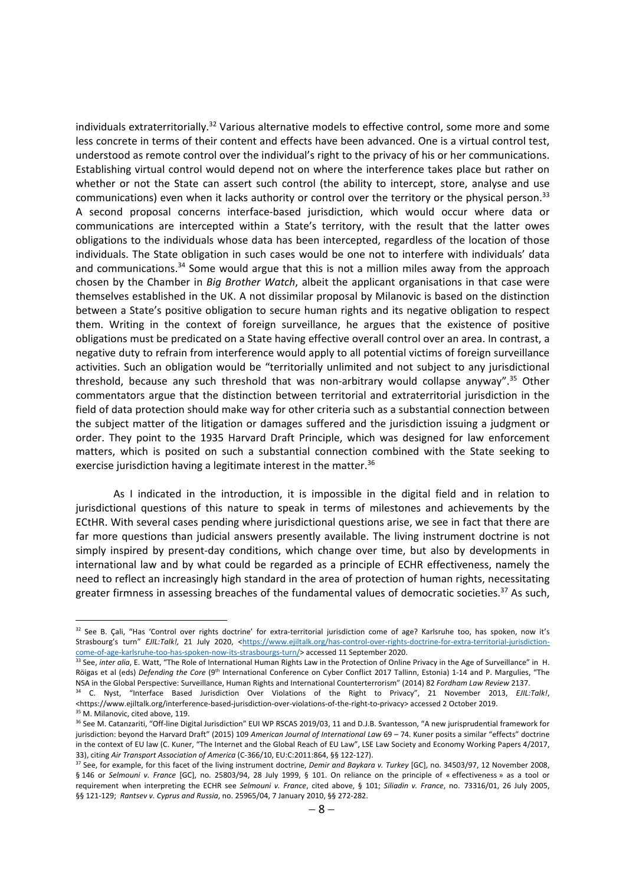individuals extraterritorially.[32] Various alternative models to effective control, some more and some less concrete in terms of their content and effects have been advanced. One is a virtual control test, understood as remote control over the individual's right to the privacy of his or her communications. Establishing virtual control would depend not on where the interference takes place but rather on whether or not the State can assert such control (the ability to intercept, store, analyse and use communications) even when it lacks authority or control over the territory or the physical person.[33] A second proposal concerns interface-based jurisdiction, which would occur where data or communications are intercepted within a State's territory, with the result that the latter owes obligations to the individuals whose data has been intercepted, regardless of the location of those individuals. The State obligation in such cases would be one not to interfere with individuals' data and communications.[34] Some would argue that this is not a million miles away from the approach chosen by the Chamber in *Big Brother Watch*, albeit the applicant organisations in that case were themselves established in the UK. A not dissimilar proposal by Milanovic is based on the distinction between a State's positive obligation to secure human rights and its negative obligation to respect them. Writing in the context of foreign surveillance, he argues that the existence of positive obligations must be predicated on a State having effective overall control over an area. In contrast, a negative duty to refrain from interference would apply to all potential victims of foreign surveillance activities. Such an obligation would be "territorially unlimited and not subject to any jurisdictional threshold, because any such threshold that was non-arbitrary would collapse anyway".[35] Other commentators argue that the distinction between territorial and extraterritorial jurisdiction in the field of data protection should make way for other criteria such as a substantial connection between the subject matter of the litigation or damages suffered and the jurisdiction issuing a judgment or order. They point to the 1935 Harvard Draft Principle, which was designed for law enforcement matters, which is posited on such a substantial connection combined with the State seeking to exercise jurisdiction having a legitimate interest in the matter.[36]

As I indicated in the introduction, it is impossible in the digital field and in relation to jurisdictional questions of this nature to speak in terms of milestones and achievements by the ECtHR. With several cases pending where jurisdictional questions arise, we see in fact that there are far more questions than judicial answers presently available. The living instrument doctrine is not simply inspired by present-day conditions, which change over time, but also by developments in international law and by what could be regarded as a principle of ECHR effectiveness, namely the need to reflect an increasingly high standard in the area of protection of human rights, necessitating greater firmness in assessing breaches of the fundamental values of democratic societies.[37] As such,

---

[32] See B. Çali, "Has 'Control over rights doctrine' for extra-territorial jurisdiction come of age? Karlsruhe too, has spoken, now it's Strasbourg's turn" *EJIL:Talk!*, 21 July 2020, <https://www.ejiltalk.org/has-control-over-rights-doctrine-for-extra-territorial-jurisdiction-come-of-age-karlsruhe-too-has-spoken-now-its-strasbourgs-turn/> accessed 11 September 2020.

[33] See, *inter alia*, E. Watt, "The Role of International Human Rights Law in the Protection of Online Privacy in the Age of Surveillance" in H. Rõigas et al (eds) *Defending the Core* (9th International Conference on Cyber Conflict 2017 Tallinn, Estonia) 1-14 and P. Margulies, "The NSA in the Global Perspective: Surveillance, Human Rights and International Counterterrorism" (2014) 82 *Fordham Law Review* 2137.

[34] C. Nyst, "Interface Based Jurisdiction Over Violations of the Right to Privacy", 21 November 2013, *EJIL:Talk!*, <https://www.ejiltalk.org/interference-based-jurisdiction-over-violations-of-the-right-to-privacy> accessed 2 October 2019.

[35] M. Milanovic, cited above, 119.

[36] See M. Catanzariti, "Off-line Digital Jurisdiction" EUI WP RSCAS 2019/03, 11 and D.J.B. Svantesson, "A new jurisprudential framework for jurisdiction: beyond the Harvard Draft" (2015) 109 *American Journal of International Law* 69 – 74. Kuner posits a similar "effects" doctrine in the context of EU law (C. Kuner, "The Internet and the Global Reach of EU Law", LSE Law Society and Economy Working Papers 4/2017, 33), citing *Air Transport Association of America* (C-366/10, EU:C:2011:864, §§ 122-127).

[37] See, for example, for this facet of the living instrument doctrine, *Demir and Baykara v. Turkey* [GC], no. 34503/97, 12 November 2008, § 146 or *Selmouni v. France* [GC], no. 25803/94, 28 July 1999, § 101. On reliance on the principle of « effectiveness » as a tool or requirement when interpreting the ECHR see *Selmouni v. France*, cited above, § 101; *Siliadin v. France*, no. 73316/01, 26 July 2005, §§ 121-129; *Rantsev v. Cyprus and Russia*, no. 25965/04, 7 January 2010, §§ 272-282.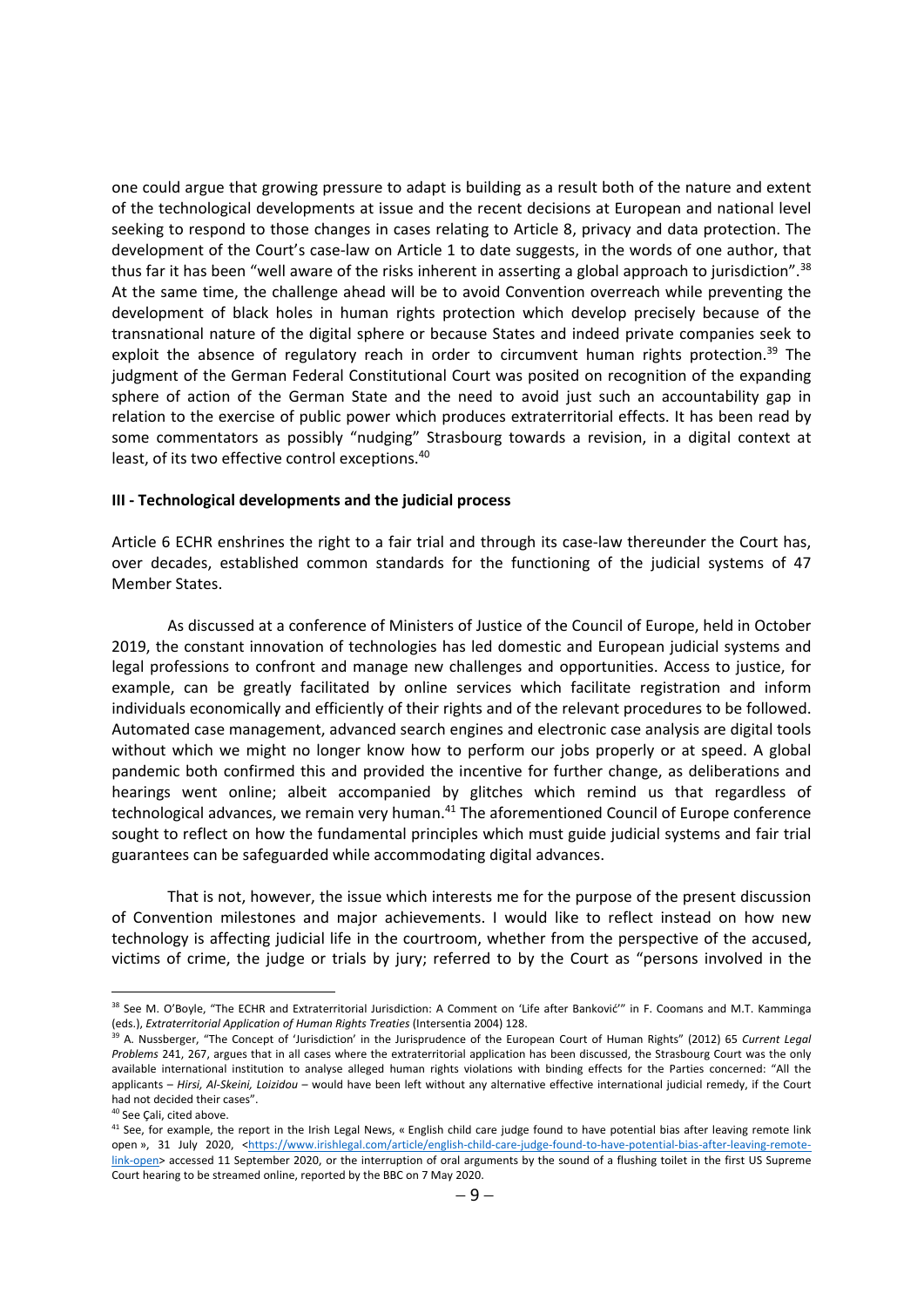one could argue that growing pressure to adapt is building as a result both of the nature and extent of the technological developments at issue and the recent decisions at European and national level seeking to respond to those changes in cases relating to Article 8, privacy and data protection. The development of the Court's case-law on Article 1 to date suggests, in the words of one author, that thus far it has been "well aware of the risks inherent in asserting a global approach to jurisdiction".[38] At the same time, the challenge ahead will be to avoid Convention overreach while preventing the development of black holes in human rights protection which develop precisely because of the transnational nature of the digital sphere or because States and indeed private companies seek to exploit the absence of regulatory reach in order to circumvent human rights protection.[39] The judgment of the German Federal Constitutional Court was posited on recognition of the expanding sphere of action of the German State and the need to avoid just such an accountability gap in relation to the exercise of public power which produces extraterritorial effects. It has been read by some commentators as possibly "nudging" Strasbourg towards a revision, in a digital context at least, of its two effective control exceptions.[40]

**III - Technological developments and the judicial process**

Article 6 ECHR enshrines the right to a fair trial and through its case-law thereunder the Court has, over decades, established common standards for the functioning of the judicial systems of 47 Member States.

As discussed at a conference of Ministers of Justice of the Council of Europe, held in October 2019, the constant innovation of technologies has led domestic and European judicial systems and legal professions to confront and manage new challenges and opportunities. Access to justice, for example, can be greatly facilitated by online services which facilitate registration and inform individuals economically and efficiently of their rights and of the relevant procedures to be followed. Automated case management, advanced search engines and electronic case analysis are digital tools without which we might no longer know how to perform our jobs properly or at speed. A global pandemic both confirmed this and provided the incentive for further change, as deliberations and hearings went online; albeit accompanied by glitches which remind us that regardless of technological advances, we remain very human.[41] The aforementioned Council of Europe conference sought to reflect on how the fundamental principles which must guide judicial systems and fair trial guarantees can be safeguarded while accommodating digital advances.

That is not, however, the issue which interests me for the purpose of the present discussion of Convention milestones and major achievements. I would like to reflect instead on how new technology is affecting judicial life in the courtroom, whether from the perspective of the accused, victims of crime, the judge or trials by jury; referred to by the Court as "persons involved in the

---

[38] See M. O'Boyle, "The ECHR and Extraterritorial Jurisdiction: A Comment on 'Life after Banković'" in F. Coomans and M.T. Kamminga (eds.), *Extraterritorial Application of Human Rights Treaties* (Intersentia 2004) 128.

[39] A. Nussberger, "The Concept of 'Jurisdiction' in the Jurisprudence of the European Court of Human Rights" (2012) 65 *Current Legal Problems* 241, 267, argues that in all cases where the extraterritorial application has been discussed, the Strasbourg Court was the only available international institution to analyse alleged human rights violations with binding effects for the Parties concerned: "All the applicants – *Hirsi, Al-Skeini, Loizidou* – would have been left without any alternative effective international judicial remedy, if the Court had not decided their cases".

[40] See Çali, cited above.

[41] See, for example, the report in the Irish Legal News, « English child care judge found to have potential bias after leaving remote link open », 31 July 2020, <https://www.irishlegal.com/article/english-child-care-judge-found-to-have-potential-bias-after-leaving-remote-link-open> accessed 11 September 2020, or the interruption of oral arguments by the sound of a flushing toilet in the first US Supreme Court hearing to be streamed online, reported by the BBC on 7 May 2020.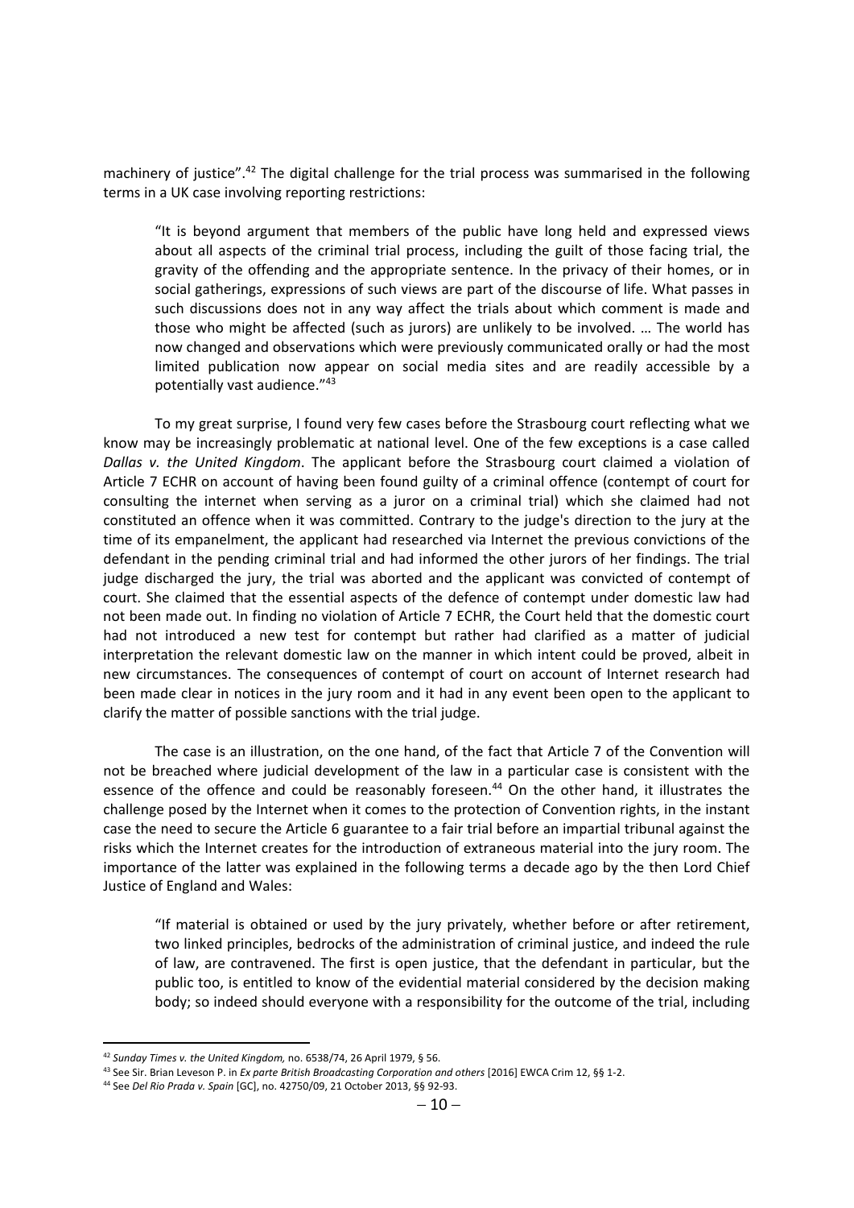machinery of justice".[42] The digital challenge for the trial process was summarised in the following terms in a UK case involving reporting restrictions:

> "It is beyond argument that members of the public have long held and expressed views about all aspects of the criminal trial process, including the guilt of those facing trial, the gravity of the offending and the appropriate sentence. In the privacy of their homes, or in social gatherings, expressions of such views are part of the discourse of life. What passes in such discussions does not in any way affect the trials about which comment is made and those who might be affected (such as jurors) are unlikely to be involved. … The world has now changed and observations which were previously communicated orally or had the most limited publication now appear on social media sites and are readily accessible by a potentially vast audience."[43]

To my great surprise, I found very few cases before the Strasbourg court reflecting what we know may be increasingly problematic at national level. One of the few exceptions is a case called *Dallas v. the United Kingdom*. The applicant before the Strasbourg court claimed a violation of Article 7 ECHR on account of having been found guilty of a criminal offence (contempt of court for consulting the internet when serving as a juror on a criminal trial) which she claimed had not constituted an offence when it was committed. Contrary to the judge's direction to the jury at the time of its empanelment, the applicant had researched via Internet the previous convictions of the defendant in the pending criminal trial and had informed the other jurors of her findings. The trial judge discharged the jury, the trial was aborted and the applicant was convicted of contempt of court. She claimed that the essential aspects of the defence of contempt under domestic law had not been made out. In finding no violation of Article 7 ECHR, the Court held that the domestic court had not introduced a new test for contempt but rather had clarified as a matter of judicial interpretation the relevant domestic law on the manner in which intent could be proved, albeit in new circumstances. The consequences of contempt of court on account of Internet research had been made clear in notices in the jury room and it had in any event been open to the applicant to clarify the matter of possible sanctions with the trial judge.

The case is an illustration, on the one hand, of the fact that Article 7 of the Convention will not be breached where judicial development of the law in a particular case is consistent with the essence of the offence and could be reasonably foreseen.[44] On the other hand, it illustrates the challenge posed by the Internet when it comes to the protection of Convention rights, in the instant case the need to secure the Article 6 guarantee to a fair trial before an impartial tribunal against the risks which the Internet creates for the introduction of extraneous material into the jury room. The importance of the latter was explained in the following terms a decade ago by the then Lord Chief Justice of England and Wales:

> "If material is obtained or used by the jury privately, whether before or after retirement, two linked principles, bedrocks of the administration of criminal justice, and indeed the rule of law, are contravened. The first is open justice, that the defendant in particular, but the public too, is entitled to know of the evidential material considered by the decision making body; so indeed should everyone with a responsibility for the outcome of the trial, including

---

[42] *Sunday Times v. the United Kingdom,* no. 6538/74, 26 April 1979, § 56.

[43] See Sir. Brian Leveson P. in *Ex parte British Broadcasting Corporation and others* [2016] EWCA Crim 12, §§ 1-2.

[44] See *Del Rio Prada v. Spain* [GC], no. 42750/09, 21 October 2013, §§ 92-93.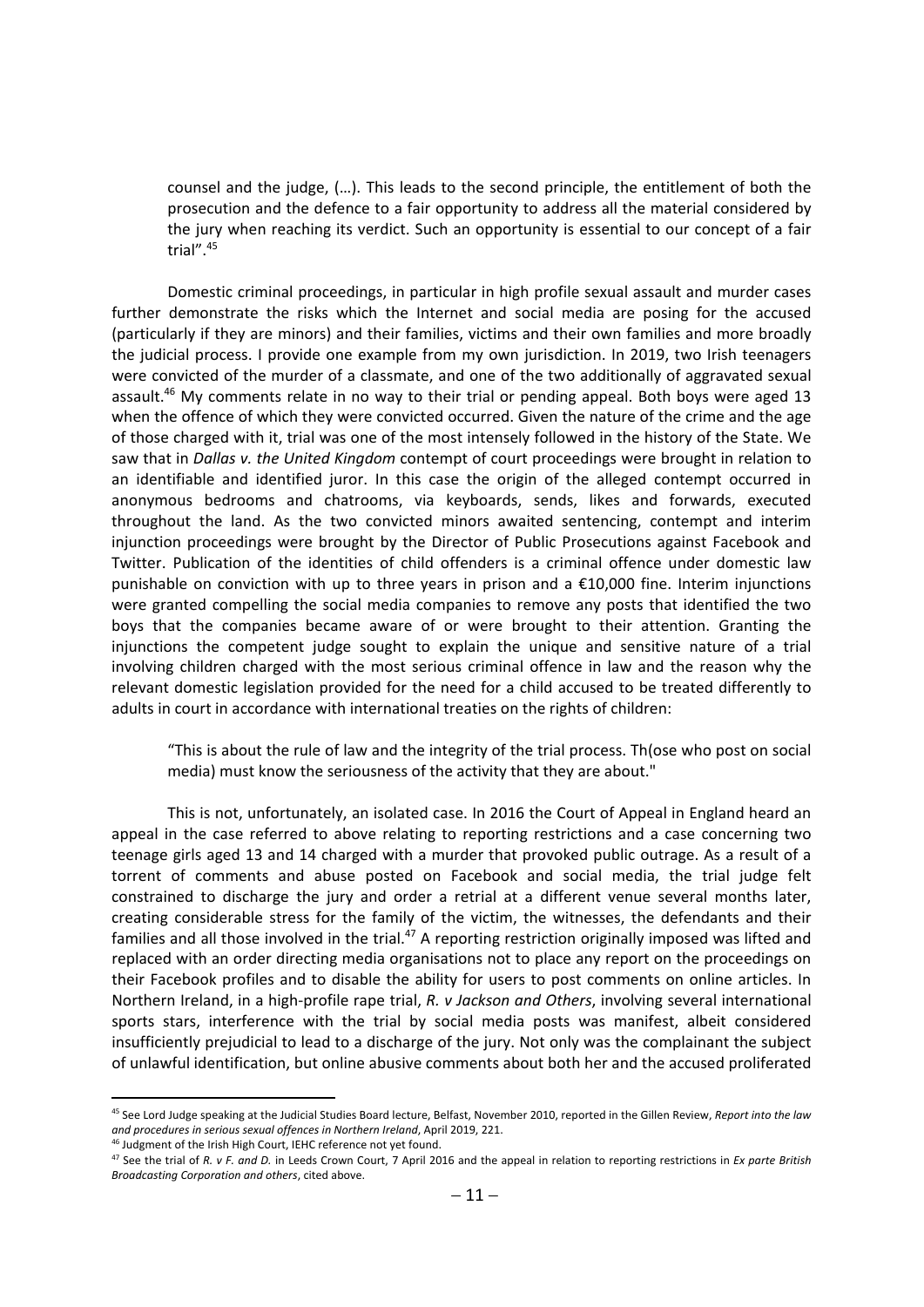> counsel and the judge, (…). This leads to the second principle, the entitlement of both the prosecution and the defence to a fair opportunity to address all the material considered by the jury when reaching its verdict. Such an opportunity is essential to our concept of a fair trial".[45]

Domestic criminal proceedings, in particular in high profile sexual assault and murder cases further demonstrate the risks which the Internet and social media are posing for the accused (particularly if they are minors) and their families, victims and their own families and more broadly the judicial process. I provide one example from my own jurisdiction. In 2019, two Irish teenagers were convicted of the murder of a classmate, and one of the two additionally of aggravated sexual assault.[46] My comments relate in no way to their trial or pending appeal. Both boys were aged 13 when the offence of which they were convicted occurred. Given the nature of the crime and the age of those charged with it, trial was one of the most intensely followed in the history of the State. We saw that in *Dallas v. the United Kingdom* contempt of court proceedings were brought in relation to an identifiable and identified juror. In this case the origin of the alleged contempt occurred in anonymous bedrooms and chatrooms, via keyboards, sends, likes and forwards, executed throughout the land. As the two convicted minors awaited sentencing, contempt and interim injunction proceedings were brought by the Director of Public Prosecutions against Facebook and Twitter. Publication of the identities of child offenders is a criminal offence under domestic law punishable on conviction with up to three years in prison and a €10,000 fine. Interim injunctions were granted compelling the social media companies to remove any posts that identified the two boys that the companies became aware of or were brought to their attention. Granting the injunctions the competent judge sought to explain the unique and sensitive nature of a trial involving children charged with the most serious criminal offence in law and the reason why the relevant domestic legislation provided for the need for a child accused to be treated differently to adults in court in accordance with international treaties on the rights of children:

> "This is about the rule of law and the integrity of the trial process. Th(ose who post on social media) must know the seriousness of the activity that they are about."

This is not, unfortunately, an isolated case. In 2016 the Court of Appeal in England heard an appeal in the case referred to above relating to reporting restrictions and a case concerning two teenage girls aged 13 and 14 charged with a murder that provoked public outrage. As a result of a torrent of comments and abuse posted on Facebook and social media, the trial judge felt constrained to discharge the jury and order a retrial at a different venue several months later, creating considerable stress for the family of the victim, the witnesses, the defendants and their families and all those involved in the trial.[47] A reporting restriction originally imposed was lifted and replaced with an order directing media organisations not to place any report on the proceedings on their Facebook profiles and to disable the ability for users to post comments on online articles. In Northern Ireland, in a high-profile rape trial, *R. v Jackson and Others*, involving several international sports stars, interference with the trial by social media posts was manifest, albeit considered insufficiently prejudicial to lead to a discharge of the jury. Not only was the complainant the subject of unlawful identification, but online abusive comments about both her and the accused proliferated

---

[45] See Lord Judge speaking at the Judicial Studies Board lecture, Belfast, November 2010, reported in the Gillen Review, *Report into the law and procedures in serious sexual offences in Northern Ireland*, April 2019, 221.

[46] Judgment of the Irish High Court, IEHC reference not yet found.

[47] See the trial of *R. v F. and D.* in Leeds Crown Court, 7 April 2016 and the appeal in relation to reporting restrictions in *Ex parte British Broadcasting Corporation and others*, cited above.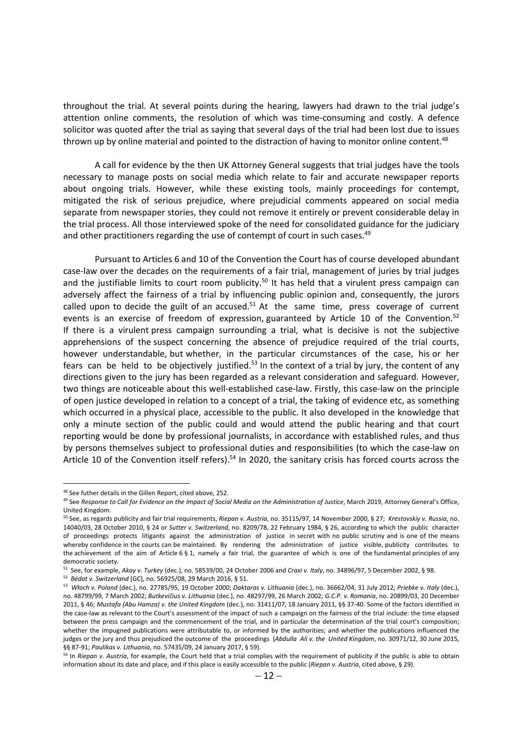throughout the trial. At several points during the hearing, lawyers had drawn to the trial judge's attention online comments, the resolution of which was time-consuming and costly. A defence solicitor was quoted after the trial as saying that several days of the trial had been lost due to issues thrown up by online material and pointed to the distraction of having to monitor online content.[48]

A call for evidence by the then UK Attorney General suggests that trial judges have the tools necessary to manage posts on social media which relate to fair and accurate newspaper reports about ongoing trials. However, while these existing tools, mainly proceedings for contempt, mitigated the risk of serious prejudice, where prejudicial comments appeared on social media separate from newspaper stories, they could not remove it entirely or prevent considerable delay in the trial process. All those interviewed spoke of the need for consolidated guidance for the judiciary and other practitioners regarding the use of contempt of court in such cases.[49]

Pursuant to Articles 6 and 10 of the Convention the Court has of course developed abundant case-law over the decades on the requirements of a fair trial, management of juries by trial judges and the justifiable limits to court room publicity.[50] It has held that a virulent press campaign can adversely affect the fairness of a trial by influencing public opinion and, consequently, the jurors called upon to decide the guilt of an accused.[51] At the same time, press coverage of current events is an exercise of freedom of expression, guaranteed by Article 10 of the Convention.[52] If there is a virulent press campaign surrounding a trial, what is decisive is not the subjective apprehensions of the suspect concerning the absence of prejudice required of the trial courts, however understandable, but whether, in the particular circumstances of the case, his or her fears can be held to be objectively justified.[53] In the context of a trial by jury, the content of any directions given to the jury has been regarded as a relevant consideration and safeguard. However, two things are noticeable about this well-established case-law. Firstly, this case-law on the principle of open justice developed in relation to a concept of a trial, the taking of evidence etc, as something which occurred in a physical place, accessible to the public. It also developed in the knowledge that only a minute section of the public could and would attend the public hearing and that court reporting would be done by professional journalists, in accordance with established rules, and thus by persons themselves subject to professional duties and responsibilities (to which the case-law on Article 10 of the Convention itself refers).[54] In 2020, the sanitary crisis has forced courts across the

---

[48] See futher details in the Gillen Report, cited above, 252.

[49] See *Response to Call for Evidence on the Impact of Social Media on the Administration of Justice*, March 2019, Attorney General's Office, United Kingdom.

[50] See, as regards publicity and fair trial requirements, *Riepan v. Austria*, no. 35115/97, 14 November 2000, § 27; *Krestovskiy v. Russia*, no. 14040/03, 28 October 2010, § 24 or *Sutter v. Switzerland*, no. 8209/78, 22 February 1984, § 26, according to which the public character of proceedings protects litigants against the administration of justice in secret with no public scrutiny and is one of the means whereby confidence in the courts can be maintained. By rendering the administration of justice visible, publicity contributes to the achievement of the aim of Article 6 § 1, namely a fair trial, the guarantee of which is one of the fundamental principles of any democratic society.

[51] See, for example, *Akay v. Turkey* (dec.), no. 58539/00, 24 October 2006 and *Craxi v. Italy*, no. 34896/97, 5 December 2002, § 98.

[52] *Bédat v. Switzerland* [GC], no. 56925/08, 29 March 2016, § 51.

[53] *Włoch v. Poland* (dec.), no. 27785/95, 19 October 2000; *Daktaras v. Lithuania* (dec.), no. 36662/04, 31 July 2012; *Priebke v. Italy* (dec.), no. 48799/99, 7 March 2002; *Butkevičius v. Lithuania* (dec.), no. 48297/99, 26 March 2002; *G.C.P. v. Romania*, no. 20899/03, 20 December 2011, § 46; *Mustafa (Abu Hamza) v. the United Kingdom* (dec.), no. 31411/07, 18 January 2011, §§ 37-40. Some of the factors identified in the case-law as relevant to the Court's assessment of the impact of such a campaign on the fairness of the trial include: the time elapsed between the press campaign and the commencement of the trial, and in particular the determination of the trial court's composition; whether the impugned publications were attributable to, or informed by the authorities; and whether the publications influenced the judges or the jury and thus prejudiced the outcome of the proceedings (*Abdulla Ali v. the United Kingdom*, no. 30971/12, 30 June 2015, §§ 87-91; *Paulikas v. Lithuania*, no. 57435/09, 24 January 2017, § 59).

[54] In *Riepan v. Austria*, for example, the Court held that a trial complies with the requirement of publicity if the public is able to obtain information about its date and place, and if this place is easily accessible to the public (*Riepan v. Austria*, cited above, § 29).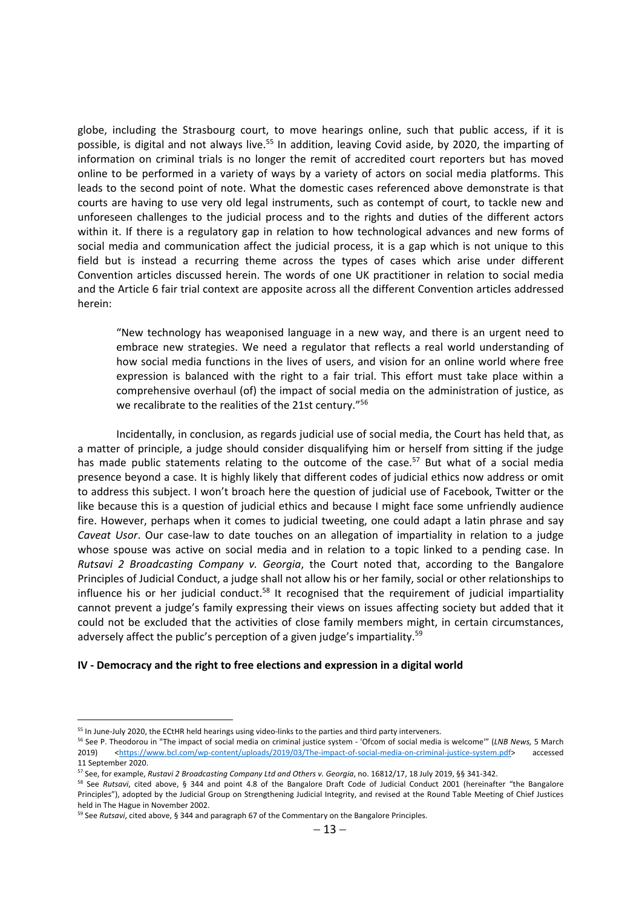globe, including the Strasbourg court, to move hearings online, such that public access, if it is possible, is digital and not always live.[55] In addition, leaving Covid aside, by 2020, the imparting of information on criminal trials is no longer the remit of accredited court reporters but has moved online to be performed in a variety of ways by a variety of actors on social media platforms. This leads to the second point of note. What the domestic cases referenced above demonstrate is that courts are having to use very old legal instruments, such as contempt of court, to tackle new and unforeseen challenges to the judicial process and to the rights and duties of the different actors within it. If there is a regulatory gap in relation to how technological advances and new forms of social media and communication affect the judicial process, it is a gap which is not unique to this field but is instead a recurring theme across the types of cases which arise under different Convention articles discussed herein. The words of one UK practitioner in relation to social media and the Article 6 fair trial context are apposite across all the different Convention articles addressed herein:

> "New technology has weaponised language in a new way, and there is an urgent need to embrace new strategies. We need a regulator that reflects a real world understanding of how social media functions in the lives of users, and vision for an online world where free expression is balanced with the right to a fair trial. This effort must take place within a comprehensive overhaul (of) the impact of social media on the administration of justice, as we recalibrate to the realities of the 21st century."[56]

Incidentally, in conclusion, as regards judicial use of social media, the Court has held that, as a matter of principle, a judge should consider disqualifying him or herself from sitting if the judge has made public statements relating to the outcome of the case.[57] But what of a social media presence beyond a case. It is highly likely that different codes of judicial ethics now address or omit to address this subject. I won't broach here the question of judicial use of Facebook, Twitter or the like because this is a question of judicial ethics and because I might face some unfriendly audience fire. However, perhaps when it comes to judicial tweeting, one could adapt a latin phrase and say *Caveat Usor*. Our case-law to date touches on an allegation of impartiality in relation to a judge whose spouse was active on social media and in relation to a topic linked to a pending case. In *Rutsavi 2 Broadcasting Company v. Georgia*, the Court noted that, according to the Bangalore Principles of Judicial Conduct, a judge shall not allow his or her family, social or other relationships to influence his or her judicial conduct.[58] It recognised that the requirement of judicial impartiality cannot prevent a judge's family expressing their views on issues affecting society but added that it could not be excluded that the activities of close family members might, in certain circumstances, adversely affect the public's perception of a given judge's impartiality.[59]

## IV - Democracy and the right to free elections and expression in a digital world

---

[55] In June-July 2020, the ECtHR held hearings using video-links to the parties and third party interveners.

[56] See P. Theodorou in "The impact of social media on criminal justice system - 'Ofcom of social media is welcome'" (*LNB News,* 5 March 2019) <https://www.bcl.com/wp-content/uploads/2019/03/The-impact-of-social-media-on-criminal-justice-system.pdf> accessed 11 September 2020.

[57] See, for example, *Rustavi 2 Broadcasting Company Ltd and Others v. Georgia*, no. 16812/17, 18 July 2019, §§ 341-342.

[58] See *Rutsavi*, cited above, § 344 and point 4.8 of the Bangalore Draft Code of Judicial Conduct 2001 (hereinafter "the Bangalore Principles"), adopted by the Judicial Group on Strengthening Judicial Integrity, and revised at the Round Table Meeting of Chief Justices held in The Hague in November 2002.

[59] See *Rutsavi*, cited above, § 344 and paragraph 67 of the Commentary on the Bangalore Principles.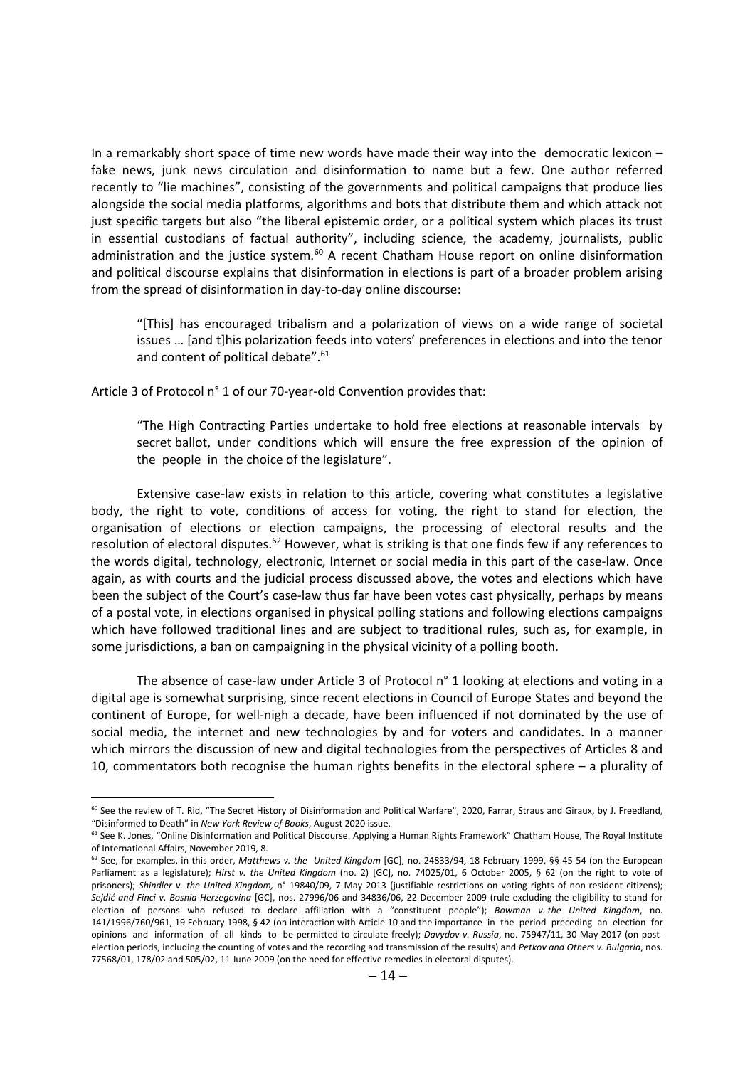In a remarkably short space of time new words have made their way into the democratic lexicon – fake news, junk news circulation and disinformation to name but a few. One author referred recently to "lie machines", consisting of the governments and political campaigns that produce lies alongside the social media platforms, algorithms and bots that distribute them and which attack not just specific targets but also "the liberal epistemic order, or a political system which places its trust in essential custodians of factual authority", including science, the academy, journalists, public administration and the justice system.[60] A recent Chatham House report on online disinformation and political discourse explains that disinformation in elections is part of a broader problem arising from the spread of disinformation in day-to-day online discourse:

> "[This] has encouraged tribalism and a polarization of views on a wide range of societal issues … [and t]his polarization feeds into voters' preferences in elections and into the tenor and content of political debate".[61]

Article 3 of Protocol n° 1 of our 70-year-old Convention provides that:

> "The High Contracting Parties undertake to hold free elections at reasonable intervals by secret ballot, under conditions which will ensure the free expression of the opinion of the people in the choice of the legislature".

Extensive case-law exists in relation to this article, covering what constitutes a legislative body, the right to vote, conditions of access for voting, the right to stand for election, the organisation of elections or election campaigns, the processing of electoral results and the resolution of electoral disputes.[62] However, what is striking is that one finds few if any references to the words digital, technology, electronic, Internet or social media in this part of the case-law. Once again, as with courts and the judicial process discussed above, the votes and elections which have been the subject of the Court's case-law thus far have been votes cast physically, perhaps by means of a postal vote, in elections organised in physical polling stations and following elections campaigns which have followed traditional lines and are subject to traditional rules, such as, for example, in some jurisdictions, a ban on campaigning in the physical vicinity of a polling booth.

The absence of case-law under Article 3 of Protocol n° 1 looking at elections and voting in a digital age is somewhat surprising, since recent elections in Council of Europe States and beyond the continent of Europe, for well-nigh a decade, have been influenced if not dominated by the use of social media, the internet and new technologies by and for voters and candidates. In a manner which mirrors the discussion of new and digital technologies from the perspectives of Articles 8 and 10, commentators both recognise the human rights benefits in the electoral sphere – a plurality of

---

[60] See the review of T. Rid, "The Secret History of Disinformation and Political Warfare", 2020, Farrar, Straus and Giraux, by J. Freedland, "Disinformed to Death" in *New York Review of Books*, August 2020 issue.

[61] See K. Jones, "Online Disinformation and Political Discourse. Applying a Human Rights Framework" Chatham House, The Royal Institute of International Affairs, November 2019, 8.

[62] See, for examples, in this order, *Matthews v. the United Kingdom* [GC], no. 24833/94, 18 February 1999, §§ 45-54 (on the European Parliament as a legislature); *Hirst v. the United Kingdom* (no. 2) [GC], no. 74025/01, 6 October 2005, § 62 (on the right to vote of prisoners); *Shindler v. the United Kingdom,* n° 19840/09, 7 May 2013 (justifiable restrictions on voting rights of non-resident citizens); *Sejdić and Finci v. Bosnia-Herzegovina* [GC], nos. 27996/06 and 34836/06, 22 December 2009 (rule excluding the eligibility to stand for election of persons who refused to declare affiliation with a "constituent people"); *Bowman v. the United Kingdom*, no. 141/1996/760/961, 19 February 1998, § 42 (on interaction with Article 10 and the importance in the period preceding an election for opinions and information of all kinds to be permitted to circulate freely); *Davydov v. Russia*, no. 75947/11, 30 May 2017 (on post-election periods, including the counting of votes and the recording and transmission of the results) and *Petkov and Others v. Bulgaria*, nos. 77568/01, 178/02 and 505/02, 11 June 2009 (on the need for effective remedies in electoral disputes).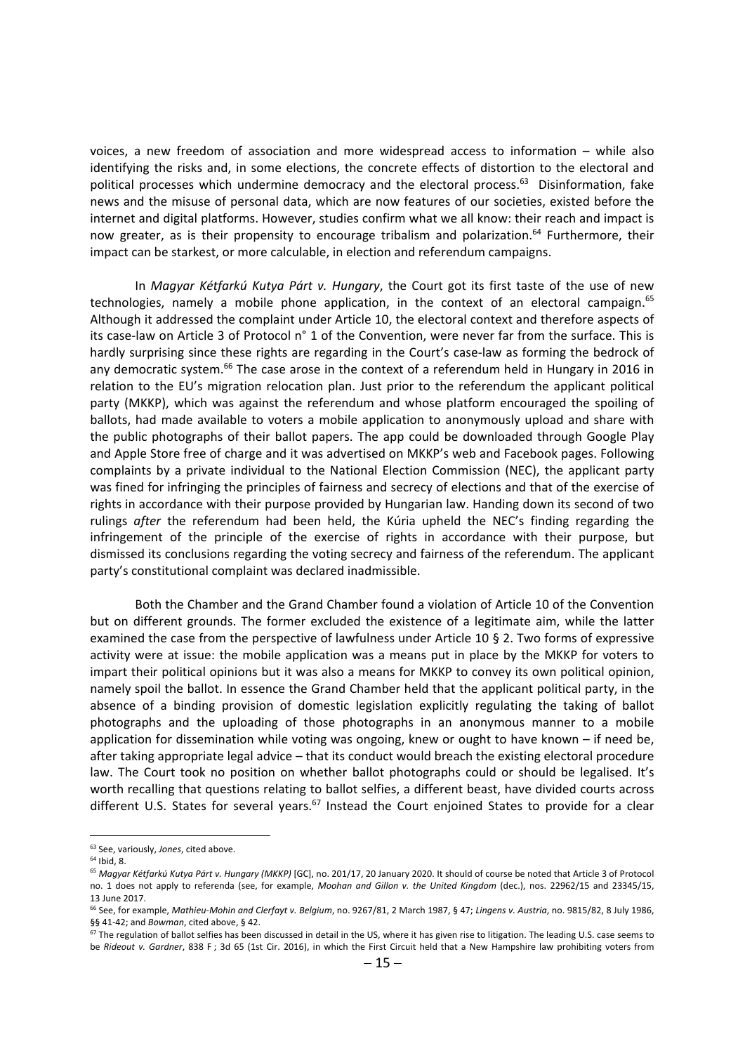voices, a new freedom of association and more widespread access to information – while also identifying the risks and, in some elections, the concrete effects of distortion to the electoral and political processes which undermine democracy and the electoral process.[63] Disinformation, fake news and the misuse of personal data, which are now features of our societies, existed before the internet and digital platforms. However, studies confirm what we all know: their reach and impact is now greater, as is their propensity to encourage tribalism and polarization.[64] Furthermore, their impact can be starkest, or more calculable, in election and referendum campaigns.

In *Magyar Kétfarkú Kutya Párt v. Hungary*, the Court got its first taste of the use of new technologies, namely a mobile phone application, in the context of an electoral campaign.[65] Although it addressed the complaint under Article 10, the electoral context and therefore aspects of its case-law on Article 3 of Protocol n° 1 of the Convention, were never far from the surface. This is hardly surprising since these rights are regarding in the Court's case-law as forming the bedrock of any democratic system.[66] The case arose in the context of a referendum held in Hungary in 2016 in relation to the EU's migration relocation plan. Just prior to the referendum the applicant political party (MKKP), which was against the referendum and whose platform encouraged the spoiling of ballots, had made available to voters a mobile application to anonymously upload and share with the public photographs of their ballot papers. The app could be downloaded through Google Play and Apple Store free of charge and it was advertised on MKKP's web and Facebook pages. Following complaints by a private individual to the National Election Commission (NEC), the applicant party was fined for infringing the principles of fairness and secrecy of elections and that of the exercise of rights in accordance with their purpose provided by Hungarian law. Handing down its second of two rulings *after* the referendum had been held, the Kúria upheld the NEC's finding regarding the infringement of the principle of the exercise of rights in accordance with their purpose, but dismissed its conclusions regarding the voting secrecy and fairness of the referendum. The applicant party's constitutional complaint was declared inadmissible.

Both the Chamber and the Grand Chamber found a violation of Article 10 of the Convention but on different grounds. The former excluded the existence of a legitimate aim, while the latter examined the case from the perspective of lawfulness under Article 10 § 2. Two forms of expressive activity were at issue: the mobile application was a means put in place by the MKKP for voters to impart their political opinions but it was also a means for MKKP to convey its own political opinion, namely spoil the ballot. In essence the Grand Chamber held that the applicant political party, in the absence of a binding provision of domestic legislation explicitly regulating the taking of ballot photographs and the uploading of those photographs in an anonymous manner to a mobile application for dissemination while voting was ongoing, knew or ought to have known – if need be, after taking appropriate legal advice – that its conduct would breach the existing electoral procedure law. The Court took no position on whether ballot photographs could or should be legalised. It's worth recalling that questions relating to ballot selfies, a different beast, have divided courts across different U.S. States for several years.[67] Instead the Court enjoined States to provide for a clear

---

[63] See, variously, *Jones*, cited above.

[64] Ibid, 8.

[65] *Magyar Kétfarkú Kutya Párt v. Hungary (MKKP)* [GC], no. 201/17, 20 January 2020. It should of course be noted that Article 3 of Protocol no. 1 does not apply to referenda (see, for example, *Moohan and Gillon v. the United Kingdom* (dec.), nos. 22962/15 and 23345/15, 13 June 2017.

[66] See, for example, *Mathieu-Mohin and Clerfayt v. Belgium*, no. 9267/81, 2 March 1987, § 47; *Lingens v. Austria*, no. 9815/82, 8 July 1986, §§ 41-42; and *Bowman*, cited above, § 42.

[67] The regulation of ballot selfies has been discussed in detail in the US, where it has given rise to litigation. The leading U.S. case seems to be *Rideout v. Gardner*, 838 F ; 3d 65 (1st Cir. 2016), in which the First Circuit held that a New Hampshire law prohibiting voters from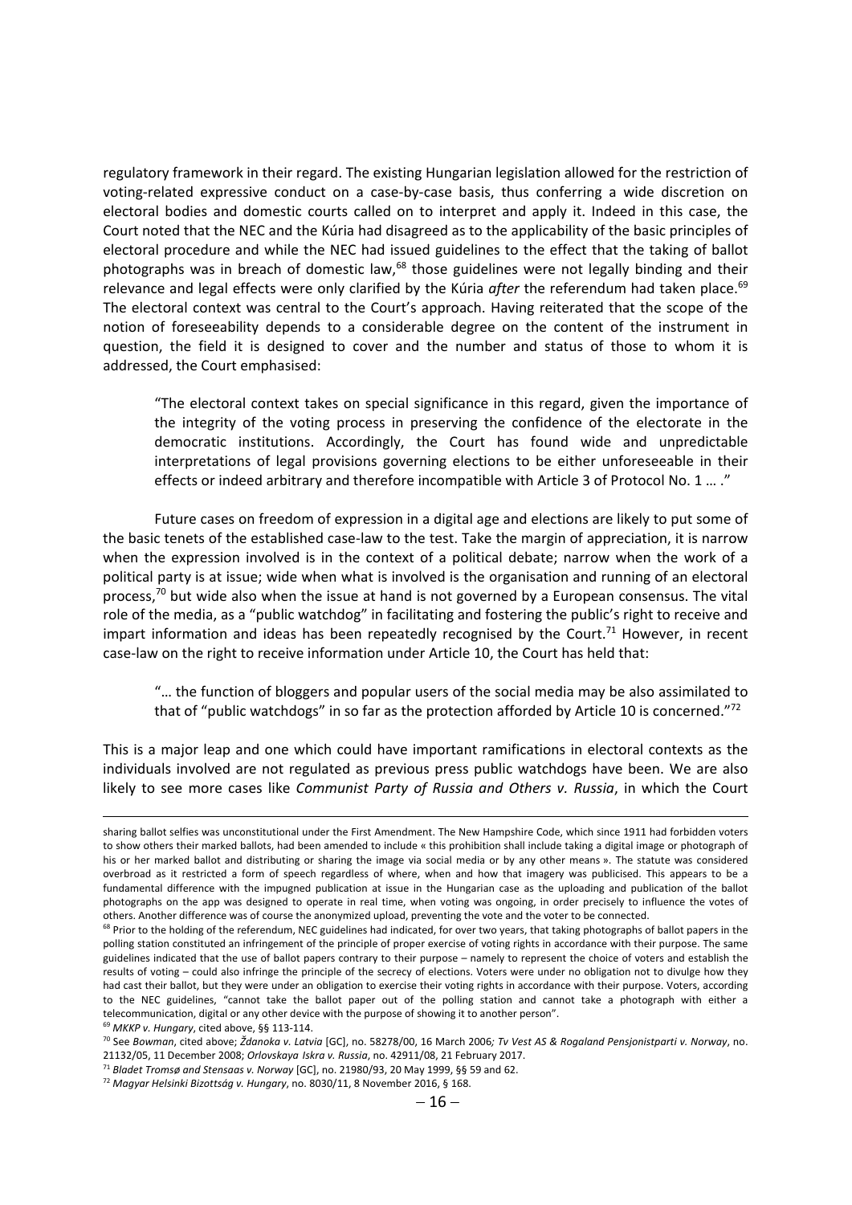regulatory framework in their regard. The existing Hungarian legislation allowed for the restriction of voting-related expressive conduct on a case-by-case basis, thus conferring a wide discretion on electoral bodies and domestic courts called on to interpret and apply it. Indeed in this case, the Court noted that the NEC and the Kúria had disagreed as to the applicability of the basic principles of electoral procedure and while the NEC had issued guidelines to the effect that the taking of ballot photographs was in breach of domestic law,[68] those guidelines were not legally binding and their relevance and legal effects were only clarified by the Kúria *after* the referendum had taken place.[69] The electoral context was central to the Court's approach. Having reiterated that the scope of the notion of foreseeability depends to a considerable degree on the content of the instrument in question, the field it is designed to cover and the number and status of those to whom it is addressed, the Court emphasised:

> "The electoral context takes on special significance in this regard, given the importance of the integrity of the voting process in preserving the confidence of the electorate in the democratic institutions. Accordingly, the Court has found wide and unpredictable interpretations of legal provisions governing elections to be either unforeseeable in their effects or indeed arbitrary and therefore incompatible with Article 3 of Protocol No. 1 … ."

Future cases on freedom of expression in a digital age and elections are likely to put some of the basic tenets of the established case-law to the test. Take the margin of appreciation, it is narrow when the expression involved is in the context of a political debate; narrow when the work of a political party is at issue; wide when what is involved is the organisation and running of an electoral process,[70] but wide also when the issue at hand is not governed by a European consensus. The vital role of the media, as a "public watchdog" in facilitating and fostering the public's right to receive and impart information and ideas has been repeatedly recognised by the Court.[71] However, in recent case-law on the right to receive information under Article 10, the Court has held that:

> "… the function of bloggers and popular users of the social media may be also assimilated to that of "public watchdogs" in so far as the protection afforded by Article 10 is concerned."[72]

This is a major leap and one which could have important ramifications in electoral contexts as the individuals involved are not regulated as previous press public watchdogs have been. We are also likely to see more cases like *Communist Party of Russia and Others v. Russia*, in which the Court

---

sharing ballot selfies was unconstitutional under the First Amendment. The New Hampshire Code, which since 1911 had forbidden voters to show others their marked ballots, had been amended to include « this prohibition shall include taking a digital image or photograph of his or her marked ballot and distributing or sharing the image via social media or by any other means ». The statute was considered overbroad as it restricted a form of speech regardless of where, when and how that imagery was publicised. This appears to be a fundamental difference with the impugned publication at issue in the Hungarian case as the uploading and publication of the ballot photographs on the app was designed to operate in real time, when voting was ongoing, in order precisely to influence the votes of others. Another difference was of course the anonymized upload, preventing the vote and the voter to be connected.

[68] Prior to the holding of the referendum, NEC guidelines had indicated, for over two years, that taking photographs of ballot papers in the polling station constituted an infringement of the principle of proper exercise of voting rights in accordance with their purpose. The same guidelines indicated that the use of ballot papers contrary to their purpose – namely to represent the choice of voters and establish the results of voting – could also infringe the principle of the secrecy of elections. Voters were under no obligation not to divulge how they had cast their ballot, but they were under an obligation to exercise their voting rights in accordance with their purpose. Voters, according to the NEC guidelines, "cannot take the ballot paper out of the polling station and cannot take a photograph with either a telecommunication, digital or any other device with the purpose of showing it to another person".

[69] *MKKP v. Hungary*, cited above, §§ 113-114.

[70] See *Bowman*, cited above; *Ždanoka v. Latvia* [GC], no. 58278/00, 16 March 2006*; Tv Vest AS & Rogaland Pensjonistparti v. Norway*, no. 21132/05, 11 December 2008; *Orlovskaya Iskra v. Russia*, no. 42911/08, 21 February 2017.

[71] *Bladet Tromsø and Stensaas v. Norway* [GC], no. 21980/93, 20 May 1999, §§ 59 and 62.

[72] *Magyar Helsinki Bizottság v. Hungary*, no. 8030/11, 8 November 2016, § 168.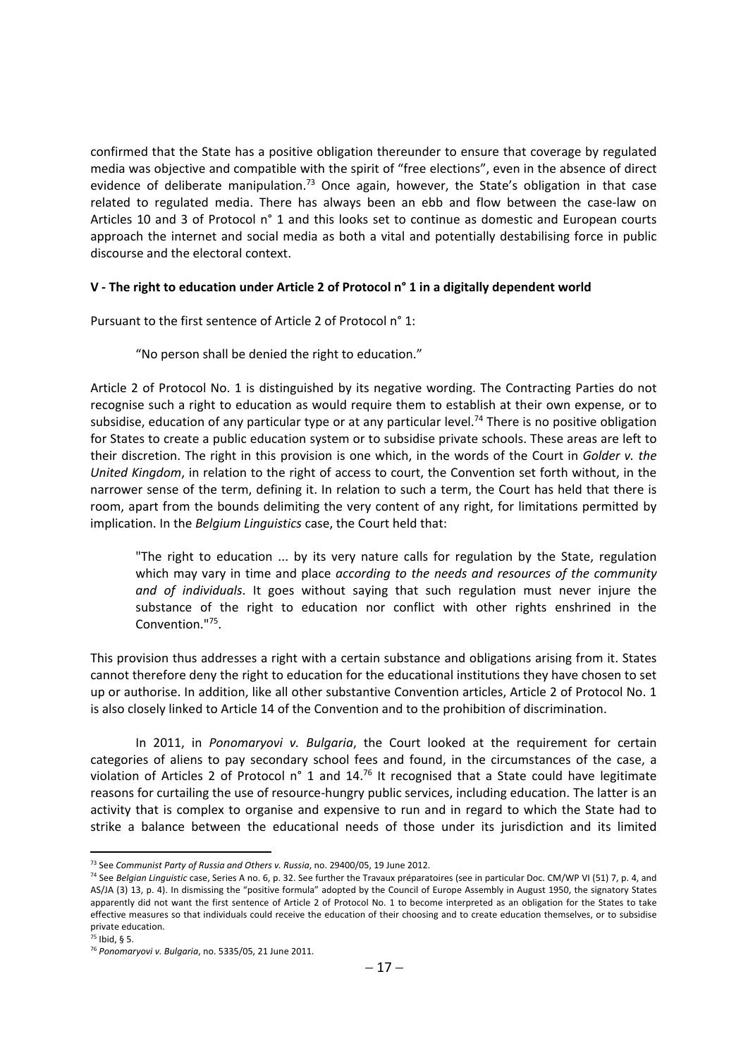confirmed that the State has a positive obligation thereunder to ensure that coverage by regulated media was objective and compatible with the spirit of "free elections", even in the absence of direct evidence of deliberate manipulation.[73] Once again, however, the State's obligation in that case related to regulated media. There has always been an ebb and flow between the case-law on Articles 10 and 3 of Protocol n° 1 and this looks set to continue as domestic and European courts approach the internet and social media as both a vital and potentially destabilising force in public discourse and the electoral context.

**V - The right to education under Article 2 of Protocol n° 1 in a digitally dependent world**

Pursuant to the first sentence of Article 2 of Protocol n° 1:

> "No person shall be denied the right to education."

Article 2 of Protocol No. 1 is distinguished by its negative wording. The Contracting Parties do not recognise such a right to education as would require them to establish at their own expense, or to subsidise, education of any particular type or at any particular level.[74] There is no positive obligation for States to create a public education system or to subsidise private schools. These areas are left to their discretion. The right in this provision is one which, in the words of the Court in *Golder v. the United Kingdom*, in relation to the right of access to court, the Convention set forth without, in the narrower sense of the term, defining it. In relation to such a term, the Court has held that there is room, apart from the bounds delimiting the very content of any right, for limitations permitted by implication. In the *Belgium Linguistics* case, the Court held that:

> "The right to education ... by its very nature calls for regulation by the State, regulation which may vary in time and place *according to the needs and resources of the community and of individuals*. It goes without saying that such regulation must never injure the substance of the right to education nor conflict with other rights enshrined in the Convention."[75].

This provision thus addresses a right with a certain substance and obligations arising from it. States cannot therefore deny the right to education for the educational institutions they have chosen to set up or authorise. In addition, like all other substantive Convention articles, Article 2 of Protocol No. 1 is also closely linked to Article 14 of the Convention and to the prohibition of discrimination.

In 2011, in *Ponomaryovi v. Bulgaria*, the Court looked at the requirement for certain categories of aliens to pay secondary school fees and found, in the circumstances of the case, a violation of Articles 2 of Protocol n° 1 and 14.[76] It recognised that a State could have legitimate reasons for curtailing the use of resource-hungry public services, including education. The latter is an activity that is complex to organise and expensive to run and in regard to which the State had to strike a balance between the educational needs of those under its jurisdiction and its limited

---

[73] See *Communist Party of Russia and Others v. Russia*, no. 29400/05, 19 June 2012.

[74] See *Belgian Linguistic* case, Series A no. 6, p. 32. See further the Travaux préparatoires (see in particular Doc. CM/WP VI (51) 7, p. 4, and AS/JA (3) 13, p. 4). In dismissing the "positive formula" adopted by the Council of Europe Assembly in August 1950, the signatory States apparently did not want the first sentence of Article 2 of Protocol No. 1 to become interpreted as an obligation for the States to take effective measures so that individuals could receive the education of their choosing and to create education themselves, or to subsidise private education.

[75] Ibid, § 5.

[76] *Ponomaryovi v. Bulgaria*, no. 5335/05, 21 June 2011.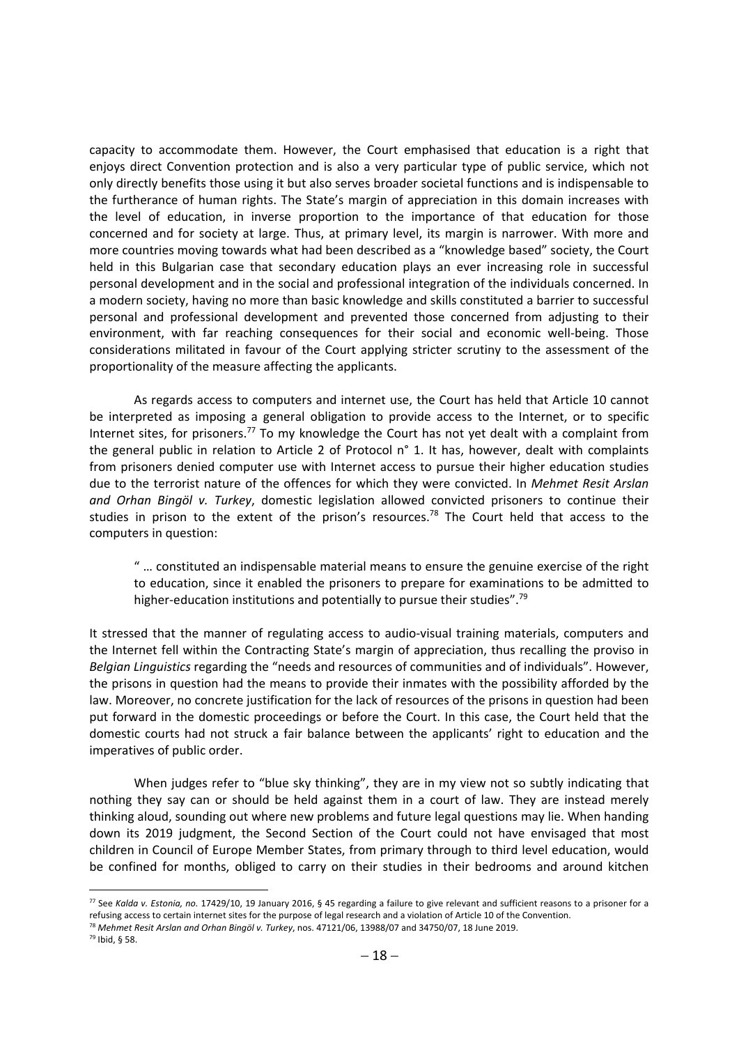capacity to accommodate them. However, the Court emphasised that education is a right that enjoys direct Convention protection and is also a very particular type of public service, which not only directly benefits those using it but also serves broader societal functions and is indispensable to the furtherance of human rights. The State's margin of appreciation in this domain increases with the level of education, in inverse proportion to the importance of that education for those concerned and for society at large. Thus, at primary level, its margin is narrower. With more and more countries moving towards what had been described as a "knowledge based" society, the Court held in this Bulgarian case that secondary education plays an ever increasing role in successful personal development and in the social and professional integration of the individuals concerned. In a modern society, having no more than basic knowledge and skills constituted a barrier to successful personal and professional development and prevented those concerned from adjusting to their environment, with far reaching consequences for their social and economic well-being. Those considerations militated in favour of the Court applying stricter scrutiny to the assessment of the proportionality of the measure affecting the applicants.

As regards access to computers and internet use, the Court has held that Article 10 cannot be interpreted as imposing a general obligation to provide access to the Internet, or to specific Internet sites, for prisoners.[77] To my knowledge the Court has not yet dealt with a complaint from the general public in relation to Article 2 of Protocol n° 1. It has, however, dealt with complaints from prisoners denied computer use with Internet access to pursue their higher education studies due to the terrorist nature of the offences for which they were convicted. In *Mehmet Resit Arslan and Orhan Bingöl v. Turkey*, domestic legislation allowed convicted prisoners to continue their studies in prison to the extent of the prison's resources.[78] The Court held that access to the computers in question:

> " … constituted an indispensable material means to ensure the genuine exercise of the right to education, since it enabled the prisoners to prepare for examinations to be admitted to higher-education institutions and potentially to pursue their studies".[79]

It stressed that the manner of regulating access to audio-visual training materials, computers and the Internet fell within the Contracting State's margin of appreciation, thus recalling the proviso in *Belgian Linguistics* regarding the "needs and resources of communities and of individuals". However, the prisons in question had the means to provide their inmates with the possibility afforded by the law. Moreover, no concrete justification for the lack of resources of the prisons in question had been put forward in the domestic proceedings or before the Court. In this case, the Court held that the domestic courts had not struck a fair balance between the applicants' right to education and the imperatives of public order.

When judges refer to "blue sky thinking", they are in my view not so subtly indicating that nothing they say can or should be held against them in a court of law. They are instead merely thinking aloud, sounding out where new problems and future legal questions may lie. When handing down its 2019 judgment, the Second Section of the Court could not have envisaged that most children in Council of Europe Member States, from primary through to third level education, would be confined for months, obliged to carry on their studies in their bedrooms and around kitchen

---

[77] See *Kalda v. Estonia, no.* 17429/10, 19 January 2016, § 45 regarding a failure to give relevant and sufficient reasons to a prisoner for a refusing access to certain internet sites for the purpose of legal research and a violation of Article 10 of the Convention.

[78] *Mehmet Resit Arslan and Orhan Bingöl v. Turkey*, nos. 47121/06, 13988/07 and 34750/07, 18 June 2019.

[79] Ibid, § 58.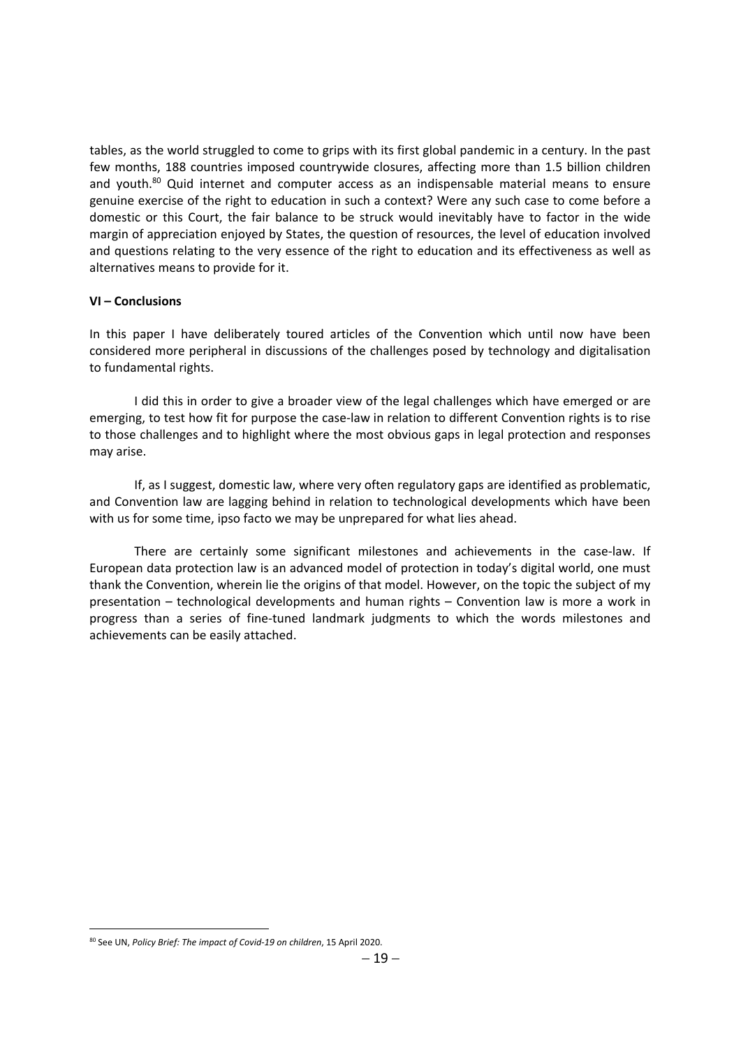tables, as the world struggled to come to grips with its first global pandemic in a century. In the past few months, 188 countries imposed countrywide closures, affecting more than 1.5 billion children and youth.[80] Quid internet and computer access as an indispensable material means to ensure genuine exercise of the right to education in such a context? Were any such case to come before a domestic or this Court, the fair balance to be struck would inevitably have to factor in the wide margin of appreciation enjoyed by States, the question of resources, the level of education involved and questions relating to the very essence of the right to education and its effectiveness as well as alternatives means to provide for it.

**VI – Conclusions**

In this paper I have deliberately toured articles of the Convention which until now have been considered more peripheral in discussions of the challenges posed by technology and digitalisation to fundamental rights.

I did this in order to give a broader view of the legal challenges which have emerged or are emerging, to test how fit for purpose the case-law in relation to different Convention rights is to rise to those challenges and to highlight where the most obvious gaps in legal protection and responses may arise.

If, as I suggest, domestic law, where very often regulatory gaps are identified as problematic, and Convention law are lagging behind in relation to technological developments which have been with us for some time, ipso facto we may be unprepared for what lies ahead.

There are certainly some significant milestones and achievements in the case-law. If European data protection law is an advanced model of protection in today's digital world, one must thank the Convention, wherein lie the origins of that model. However, on the topic the subject of my presentation – technological developments and human rights – Convention law is more a work in progress than a series of fine-tuned landmark judgments to which the words milestones and achievements can be easily attached.

---

[80] See UN, *Policy Brief: The impact of Covid-19 on children*, 15 April 2020.